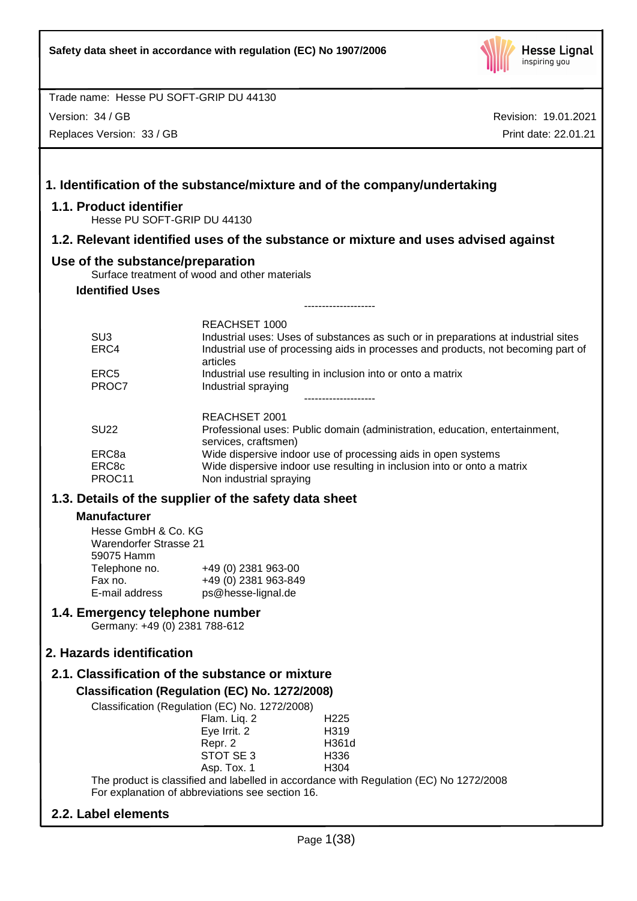Safety data sheet in accordance with regulation (EC) No 1907/2006

Trade name: Hesse PU SOFT-GRIP DU 44130

Version: 34 / GB

Replaces Version: 33 / GB

Revision: 19.01.2021

Print date: 22.01.21

# 1. Identification of the substance/mixture and of the company/undertaking

## 1.1. Product identifier

Hesse PU SOFT-GRIP DU 44130

## 1.2. Relevant identified uses of the substance or mixture and uses advised against

## Use of the substance/preparation

Surface treatment of wood and other materials

### Identified Uses

--------------------

| | REACHSET 1000 |
|---|---|
| SU3 | Industrial uses: Uses of substances as such or in preparations at industrial sites |
| ERC4 | Industrial use of processing aids in processes and products, not becoming part of articles |
| ERC5 | Industrial use resulting in inclusion into or onto a matrix |
| PROC7 | Industrial spraying |

--------------------

| | REACHSET 2001 |
|---|---|
| SU22 | Professional uses: Public domain (administration, education, entertainment, services, craftsmen) |
| ERC8a | Wide dispersive indoor use of processing aids in open systems |
| ERC8c | Wide dispersive indoor use resulting in inclusion into or onto a matrix |
| PROC11 | Non industrial spraying |

## 1.3. Details of the supplier of the safety data sheet

### Manufacturer

Hesse GmbH & Co. KG
Warendorfer Strasse 21
59075 Hamm

| | |
|---|---|
| Telephone no. | +49 (0) 2381 963-00 |
| Fax no. | +49 (0) 2381 963-849 |
| E-mail address | ps@hesse-lignal.de |

## 1.4. Emergency telephone number

Germany: +49 (0) 2381 788-612

# 2. Hazards identification

## 2.1. Classification of the substance or mixture

### Classification (Regulation (EC) No. 1272/2008)

Classification (Regulation (EC) No. 1272/2008)

| | |
|---|---|
| Flam. Liq. 2 | H225 |
| Eye Irrit. 2 | H319 |
| Repr. 2 | H361d |
| STOT SE 3 | H336 |
| Asp. Tox. 1 | H304 |

The product is classified and labelled in accordance with Regulation (EC) No 1272/2008
For explanation of abbreviations see section 16.

## 2.2. Label elements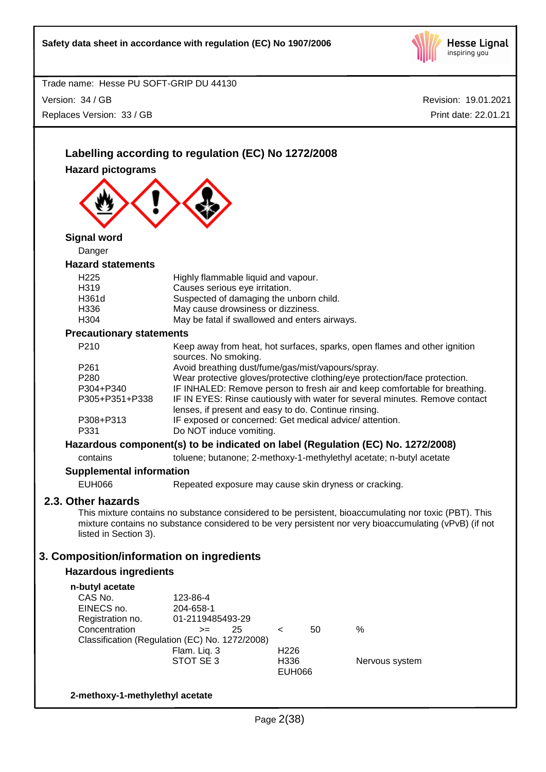### Labelling according to regulation (EC) No 1272/2008

**Hazard pictograms**

**Signal word**

Danger

**Hazard statements**

| | |
|---|---|
| H225 | Highly flammable liquid and vapour. |
| H319 | Causes serious eye irritation. |
| H361d | Suspected of damaging the unborn child. |
| H336 | May cause drowsiness or dizziness. |
| H304 | May be fatal if swallowed and enters airways. |

**Precautionary statements**

| | |
|---|---|
| P210 | Keep away from heat, hot surfaces, sparks, open flames and other ignition sources. No smoking. |
| P261 | Avoid breathing dust/fume/gas/mist/vapours/spray. |
| P280 | Wear protective gloves/protective clothing/eye protection/face protection. |
| P304+P340 | IF INHALED: Remove person to fresh air and keep comfortable for breathing. |
| P305+P351+P338 | IF IN EYES: Rinse cautiously with water for several minutes. Remove contact lenses, if present and easy to do. Continue rinsing. |
| P308+P313 | IF exposed or concerned: Get medical advice/ attention. |
| P331 | Do NOT induce vomiting. |

**Hazardous component(s) to be indicated on label (Regulation (EC) No. 1272/2008)**

contains toluene; butanone; 2-methoxy-1-methylethyl acetate; n-butyl acetate

**Supplemental information**

| | |
|---|---|
| EUH066 | Repeated exposure may cause skin dryness or cracking. |

## 2.3. Other hazards

This mixture contains no substance considered to be persistent, bioaccumulating nor toxic (PBT). This mixture contains no substance considered to be very persistent nor very bioaccumulating (vPvB) (if not listed in Section 3).

## 3. Composition/information on ingredients

### Hazardous ingredients

**n-butyl acetate**

| | | | |
|---|---|---|---|
| CAS No. | 123-86-4 | | |
| EINECS no. | 204-658-1 | | |
| Registration no. | 01-2119485493-29 | | |
| Concentration | >= 25 | < 50 | % |

Classification (Regulation (EC) No. 1272/2008)

| | | |
|---|---|---|
| Flam. Liq. 3 | H226 | |
| STOT SE 3 | H336 | Nervous system |
| | EUH066 | |

**2-methoxy-1-methylethyl acetate**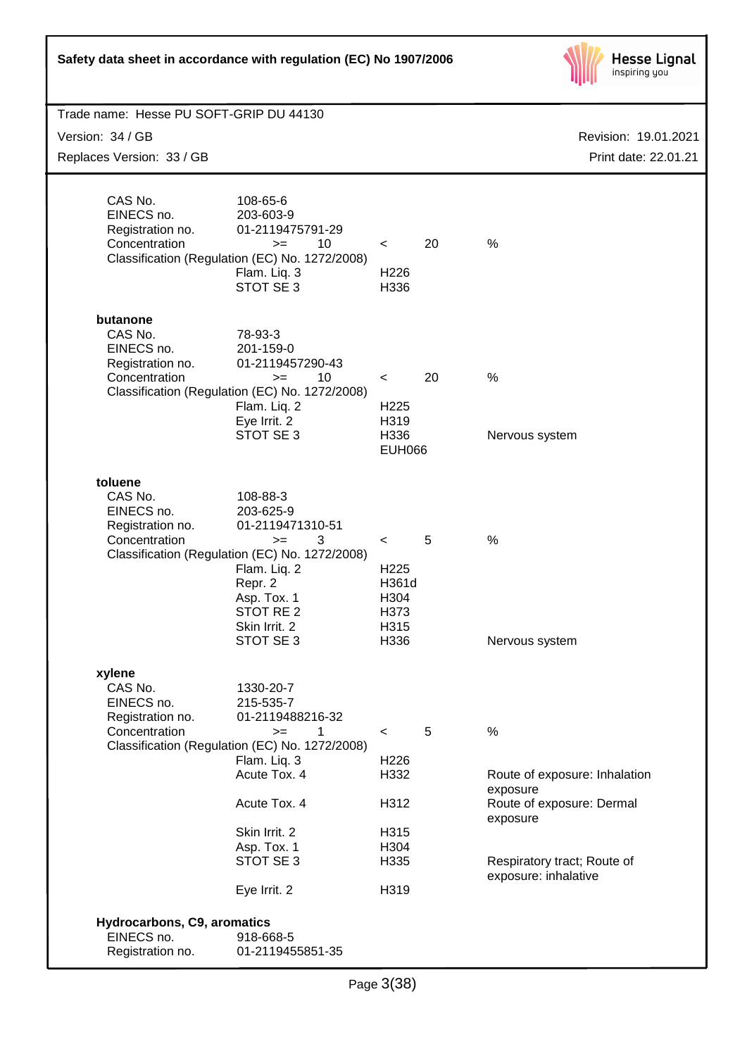| | | | | |
|---|---|---|---|---|
| CAS No. | 108-65-6 | | | |
| EINECS no. | 203-603-9 | | | |
| Registration no. | 01-2119475791-29 | | | |
| Concentration | >= 10 | < | 20 | % |
| Classification (Regulation (EC) No. 1272/2008) | | | | |
| | Flam. Liq. 3 | H226 | | |
| | STOT SE 3 | H336 | | |

**butanone**

| | | | | |
|---|---|---|---|---|
| CAS No. | 78-93-3 | | | |
| EINECS no. | 201-159-0 | | | |
| Registration no. | 01-2119457290-43 | | | |
| Concentration | >= 10 | < | 20 | % |
| Classification (Regulation (EC) No. 1272/2008) | | | | |
| | Flam. Liq. 2 | H225 | | |
| | Eye Irrit. 2 | H319 | | |
| | STOT SE 3 | H336 | | Nervous system |
| | | EUH066 | | |

**toluene**

| | | | | |
|---|---|---|---|---|
| CAS No. | 108-88-3 | | | |
| EINECS no. | 203-625-9 | | | |
| Registration no. | 01-2119471310-51 | | | |
| Concentration | >= 3 | < | 5 | % |
| Classification (Regulation (EC) No. 1272/2008) | | | | |
| | Flam. Liq. 2 | H225 | | |
| | Repr. 2 | H361d | | |
| | Asp. Tox. 1 | H304 | | |
| | STOT RE 2 | H373 | | |
| | Skin Irrit. 2 | H315 | | |
| | STOT SE 3 | H336 | | Nervous system |

**xylene**

| | | | | |
|---|---|---|---|---|
| CAS No. | 1330-20-7 | | | |
| EINECS no. | 215-535-7 | | | |
| Registration no. | 01-2119488216-32 | | | |
| Concentration | >= 1 | < | 5 | % |
| Classification (Regulation (EC) No. 1272/2008) | | | | |
| | Flam. Liq. 3 | H226 | | |
| | Acute Tox. 4 | H332 | | Route of exposure: Inhalation exposure |
| | Acute Tox. 4 | H312 | | Route of exposure: Dermal exposure |
| | Skin Irrit. 2 | H315 | | |
| | Asp. Tox. 1 | H304 | | |
| | STOT SE 3 | H335 | | Respiratory tract; Route of exposure: inhalative |
| | Eye Irrit. 2 | H319 | | |

**Hydrocarbons, C9, aromatics**

| | |
|---|---|
| EINECS no. | 918-668-5 |
| Registration no. | 01-2119455851-35 |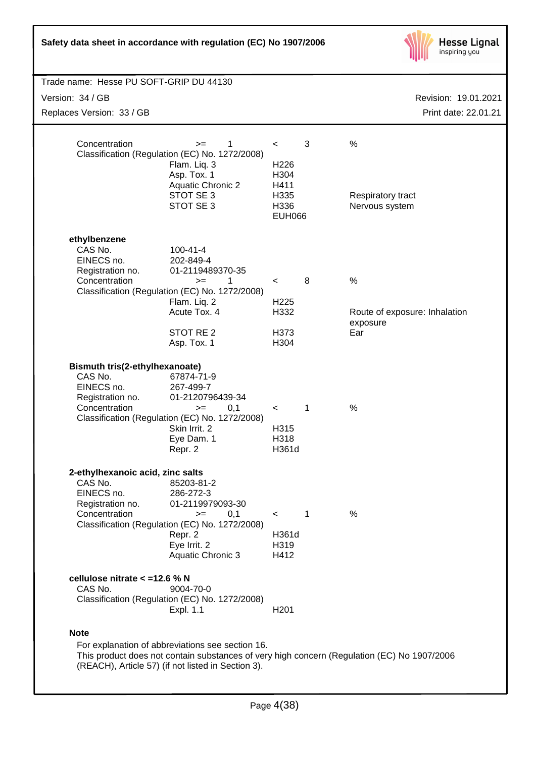| | | | |
|---|---|---|---|
| Concentration | >= 1 | < 3 | % |
| Classification (Regulation (EC) No. 1272/2008) | | | |
| | Flam. Liq. 3 | H226 | |
| | Asp. Tox. 1 | H304 | |
| | Aquatic Chronic 2 | H411 | |
| | STOT SE 3 | H335 | Respiratory tract |
| | STOT SE 3 | H336 | Nervous system |
| | | EUH066 | |

**ethylbenzene**

| | | | |
|---|---|---|---|
| CAS No. | 100-41-4 | | |
| EINECS no. | 202-849-4 | | |
| Registration no. | 01-2119489370-35 | | |
| Concentration | >= 1 | < 8 | % |
| Classification (Regulation (EC) No. 1272/2008) | | | |
| | Flam. Liq. 2 | H225 | |
| | Acute Tox. 4 | H332 | Route of exposure: Inhalation exposure |
| | STOT RE 2 | H373 | Ear |
| | Asp. Tox. 1 | H304 | |

**Bismuth tris(2-ethylhexanoate)**

| | | | |
|---|---|---|---|
| CAS No. | 67874-71-9 | | |
| EINECS no. | 267-499-7 | | |
| Registration no. | 01-2120796439-34 | | |
| Concentration | >= 0,1 | < 1 | % |
| Classification (Regulation (EC) No. 1272/2008) | | | |
| | Skin Irrit. 2 | H315 | |
| | Eye Dam. 1 | H318 | |
| | Repr. 2 | H361d | |

**2-ethylhexanoic acid, zinc salts**

| | | | |
|---|---|---|---|
| CAS No. | 85203-81-2 | | |
| EINECS no. | 286-272-3 | | |
| Registration no. | 01-2119979093-30 | | |
| Concentration | >= 0,1 | < 1 | % |
| Classification (Regulation (EC) No. 1272/2008) | | | |
| | Repr. 2 | H361d | |
| | Eye Irrit. 2 | H319 | |
| | Aquatic Chronic 3 | H412 | |

**cellulose nitrate < =12.6 % N**

| | | | |
|---|---|---|---|
| CAS No. | 9004-70-0 | | |
| Classification (Regulation (EC) No. 1272/2008) | | | |
| | Expl. 1.1 | H201 | |

**Note**

For explanation of abbreviations see section 16.
This product does not contain substances of very high concern (Regulation (EC) No 1907/2006 (REACH), Article 57) (if not listed in Section 3).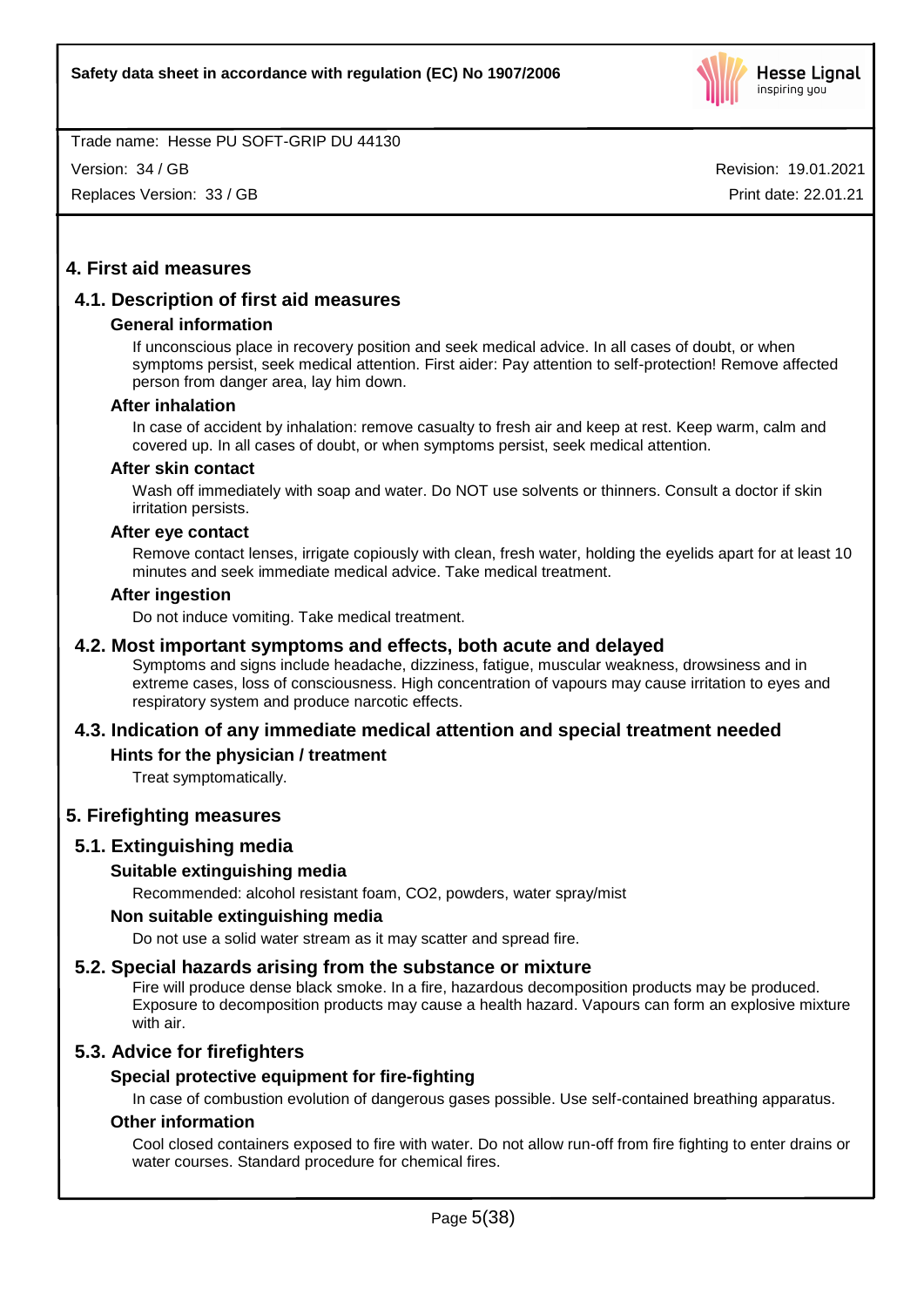## 4. First aid measures

### 4.1. Description of first aid measures

#### General information

If unconscious place in recovery position and seek medical advice. In all cases of doubt, or when symptoms persist, seek medical attention. First aider: Pay attention to self-protection! Remove affected person from danger area, lay him down.

#### After inhalation

In case of accident by inhalation: remove casualty to fresh air and keep at rest. Keep warm, calm and covered up. In all cases of doubt, or when symptoms persist, seek medical attention.

#### After skin contact

Wash off immediately with soap and water. Do NOT use solvents or thinners. Consult a doctor if skin irritation persists.

#### After eye contact

Remove contact lenses, irrigate copiously with clean, fresh water, holding the eyelids apart for at least 10 minutes and seek immediate medical advice. Take medical treatment.

#### After ingestion

Do not induce vomiting. Take medical treatment.

### 4.2. Most important symptoms and effects, both acute and delayed

Symptoms and signs include headache, dizziness, fatigue, muscular weakness, drowsiness and in extreme cases, loss of consciousness. High concentration of vapours may cause irritation to eyes and respiratory system and produce narcotic effects.

### 4.3. Indication of any immediate medical attention and special treatment needed

#### Hints for the physician / treatment

Treat symptomatically.

## 5. Firefighting measures

### 5.1. Extinguishing media

#### Suitable extinguishing media

Recommended: alcohol resistant foam, $CO_2$, powders, water spray/mist

#### Non suitable extinguishing media

Do not use a solid water stream as it may scatter and spread fire.

### 5.2. Special hazards arising from the substance or mixture

Fire will produce dense black smoke. In a fire, hazardous decomposition products may be produced. Exposure to decomposition products may cause a health hazard. Vapours can form an explosive mixture with air.

### 5.3. Advice for firefighters

#### Special protective equipment for fire-fighting

In case of combustion evolution of dangerous gases possible. Use self-contained breathing apparatus.

#### Other information

Cool closed containers exposed to fire with water. Do not allow run-off from fire fighting to enter drains or water courses. Standard procedure for chemical fires.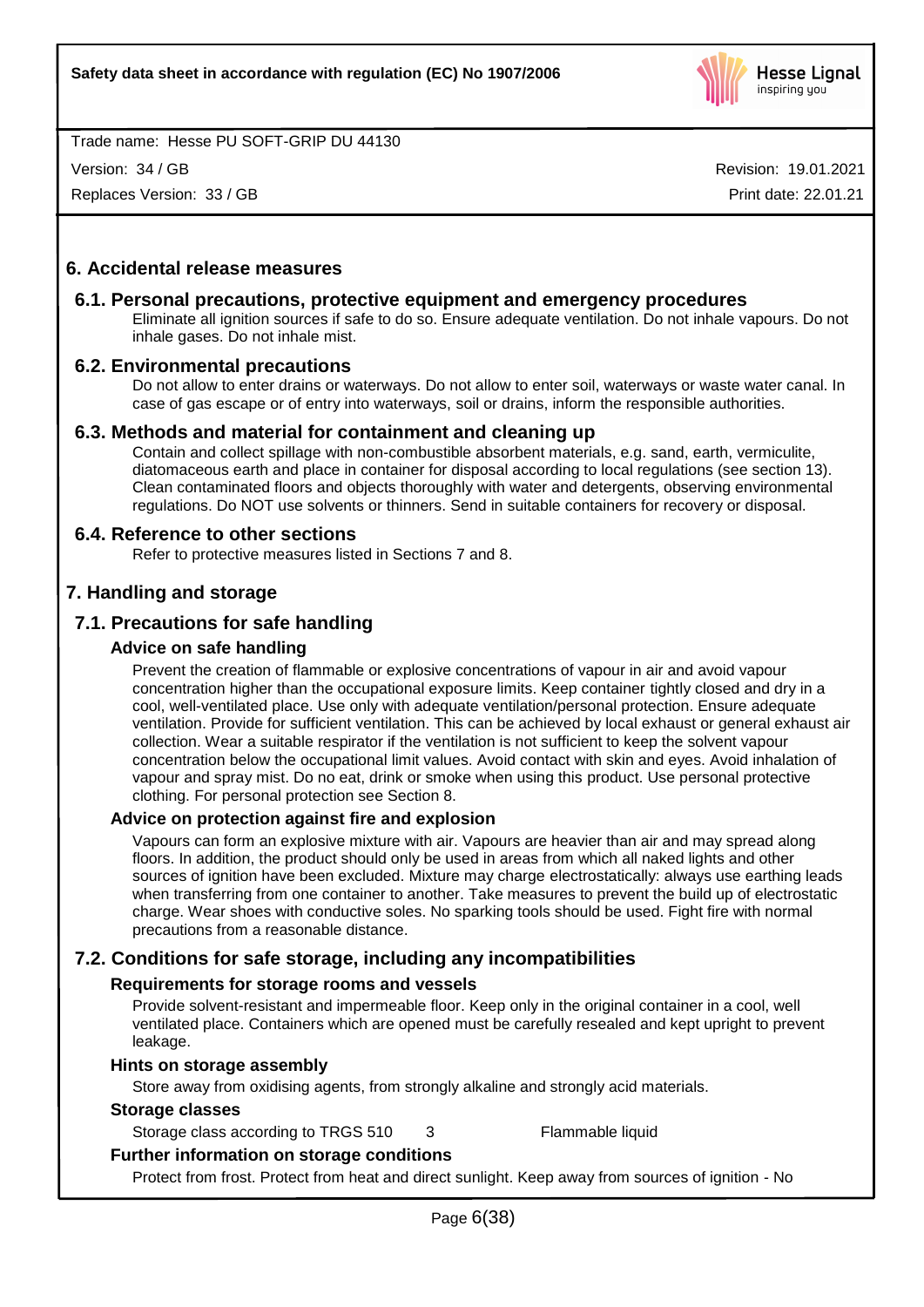# 6. Accidental release measures

## 6.1. Personal precautions, protective equipment and emergency procedures

Eliminate all ignition sources if safe to do so. Ensure adequate ventilation. Do not inhale vapours. Do not inhale gases. Do not inhale mist.

## 6.2. Environmental precautions

Do not allow to enter drains or waterways. Do not allow to enter soil, waterways or waste water canal. In case of gas escape or of entry into waterways, soil or drains, inform the responsible authorities.

## 6.3. Methods and material for containment and cleaning up

Contain and collect spillage with non-combustible absorbent materials, e.g. sand, earth, vermiculite, diatomaceous earth and place in container for disposal according to local regulations (see section 13). Clean contaminated floors and objects thoroughly with water and detergents, observing environmental regulations. Do NOT use solvents or thinners. Send in suitable containers for recovery or disposal.

## 6.4. Reference to other sections

Refer to protective measures listed in Sections 7 and 8.

# 7. Handling and storage

## 7.1. Precautions for safe handling

### Advice on safe handling

Prevent the creation of flammable or explosive concentrations of vapour in air and avoid vapour concentration higher than the occupational exposure limits. Keep container tightly closed and dry in a cool, well-ventilated place. Use only with adequate ventilation/personal protection. Ensure adequate ventilation. Provide for sufficient ventilation. This can be achieved by local exhaust or general exhaust air collection. Wear a suitable respirator if the ventilation is not sufficient to keep the solvent vapour concentration below the occupational limit values. Avoid contact with skin and eyes. Avoid inhalation of vapour and spray mist. Do no eat, drink or smoke when using this product. Use personal protective clothing. For personal protection see Section 8.

### Advice on protection against fire and explosion

Vapours can form an explosive mixture with air. Vapours are heavier than air and may spread along floors. In addition, the product should only be used in areas from which all naked lights and other sources of ignition have been excluded. Mixture may charge electrostatically: always use earthing leads when transferring from one container to another. Take measures to prevent the build up of electrostatic charge. Wear shoes with conductive soles. No sparking tools should be used. Fight fire with normal precautions from a reasonable distance.

## 7.2. Conditions for safe storage, including any incompatibilities

### Requirements for storage rooms and vessels

Provide solvent-resistant and impermeable floor. Keep only in the original container in a cool, well ventilated place. Containers which are opened must be carefully resealed and kept upright to prevent leakage.

### Hints on storage assembly

Store away from oxidising agents, from strongly alkaline and strongly acid materials.

### Storage classes

| | | |
|---|---|---|
| Storage class according to TRGS 510 | 3 | Flammable liquid |

### Further information on storage conditions

Protect from frost. Protect from heat and direct sunlight. Keep away from sources of ignition - No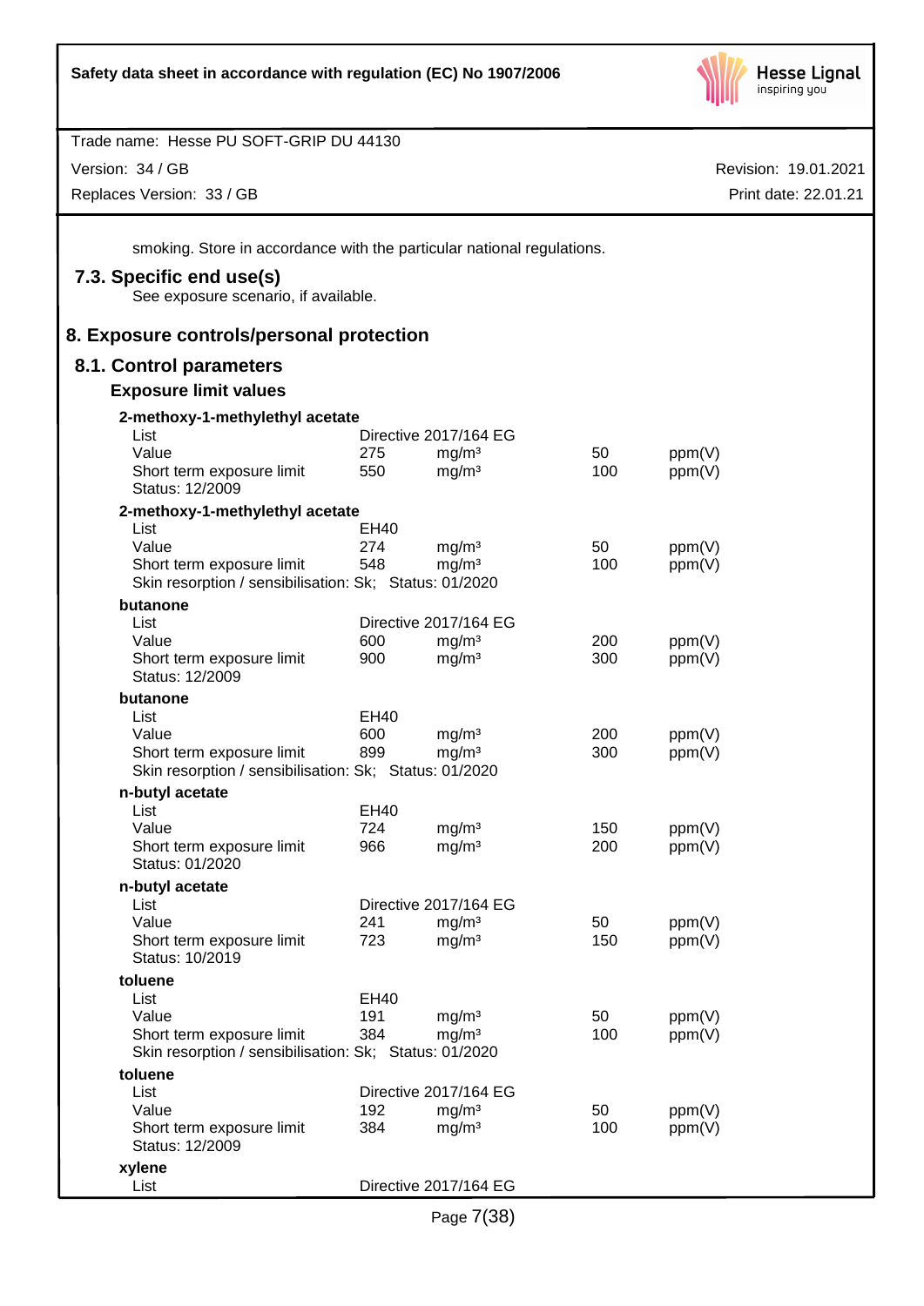smoking. Store in accordance with the particular national regulations.

### 7.3. Specific end use(s)

See exposure scenario, if available.

## 8. Exposure controls/personal protection

### 8.1. Control parameters

#### Exposure limit values

**2-methoxy-1-methylethyl acetate**

| | | | | |
|---|---|---|---|---|
| List | Directive 2017/164 EG | | | |
| Value | 275 | mg/m³ | 50 | ppm(V) |
| Short term exposure limit | 550 | mg/m³ | 100 | ppm(V) |

Status: 12/2009

**2-methoxy-1-methylethyl acetate**

| | | | | |
|---|---|---|---|---|
| List | EH40 | | | |
| Value | 274 | mg/m³ | 50 | ppm(V) |
| Short term exposure limit | 548 | mg/m³ | 100 | ppm(V) |

Skin resorption / sensibilisation: Sk; Status: 01/2020

**butanone**

| | | | | |
|---|---|---|---|---|
| List | Directive 2017/164 EG | | | |
| Value | 600 | mg/m³ | 200 | ppm(V) |
| Short term exposure limit | 900 | mg/m³ | 300 | ppm(V) |

Status: 12/2009

**butanone**

| | | | | |
|---|---|---|---|---|
| List | EH40 | | | |
| Value | 600 | mg/m³ | 200 | ppm(V) |
| Short term exposure limit | 899 | mg/m³ | 300 | ppm(V) |

Skin resorption / sensibilisation: Sk; Status: 01/2020

**n-butyl acetate**

| | | | | |
|---|---|---|---|---|
| List | EH40 | | | |
| Value | 724 | mg/m³ | 150 | ppm(V) |
| Short term exposure limit | 966 | mg/m³ | 200 | ppm(V) |

Status: 01/2020

**n-butyl acetate**

| | | | | |
|---|---|---|---|---|
| List | Directive 2017/164 EG | | | |
| Value | 241 | mg/m³ | 50 | ppm(V) |
| Short term exposure limit | 723 | mg/m³ | 150 | ppm(V) |

Status: 10/2019

**toluene**

| | | | | |
|---|---|---|---|---|
| List | EH40 | | | |
| Value | 191 | mg/m³ | 50 | ppm(V) |
| Short term exposure limit | 384 | mg/m³ | 100 | ppm(V) |

Skin resorption / sensibilisation: Sk; Status: 01/2020

**toluene**

| | | | | |
|---|---|---|---|---|
| List | Directive 2017/164 EG | | | |
| Value | 192 | mg/m³ | 50 | ppm(V) |
| Short term exposure limit | 384 | mg/m³ | 100 | ppm(V) |

Status: 12/2009

**xylene**

| | |
|---|---|
| List | Directive 2017/164 EG |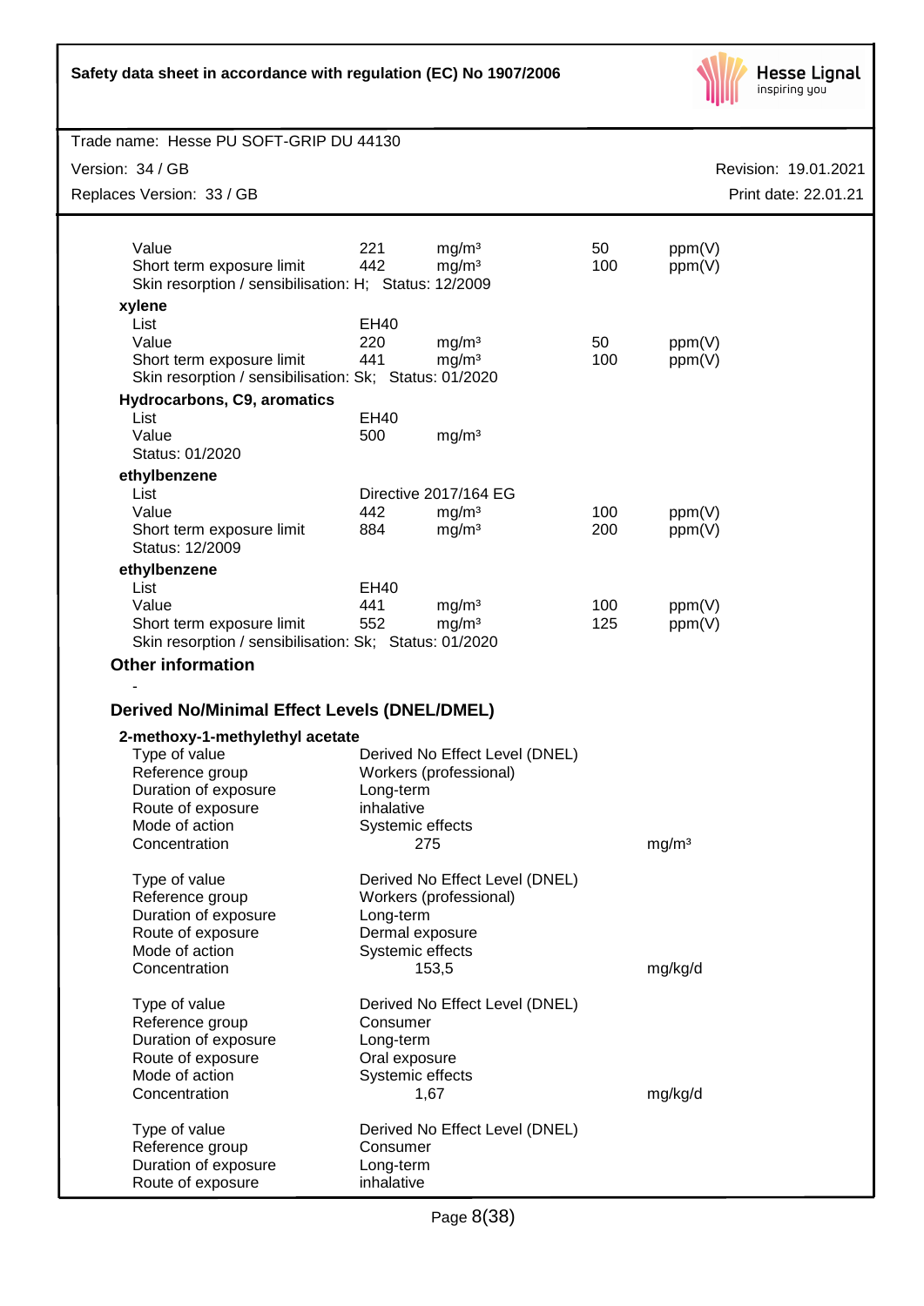| | | | | |
|---|---|---|---|---|
| Value | 221 | mg/m³ | 50 | ppm(V) |
| Short term exposure limit | 442 | mg/m³ | 100 | ppm(V) |

Skin resorption / sensibilisation: H; Status: 12/2009

**xylene**

| | | | | |
|---|---|---|---|---|
| List | EH40 | | | |
| Value | 220 | mg/m³ | 50 | ppm(V) |
| Short term exposure limit | 441 | mg/m³ | 100 | ppm(V) |

Skin resorption / sensibilisation: Sk; Status: 01/2020

**Hydrocarbons, C9, aromatics**

| | | |
|---|---|---|
| List | EH40 | |
| Value | 500 | mg/m³ |

Status: 01/2020

**ethylbenzene**

| | | | | |
|---|---|---|---|---|
| List | Directive 2017/164 EG | | | |
| Value | 442 | mg/m³ | 100 | ppm(V) |
| Short term exposure limit | 884 | mg/m³ | 200 | ppm(V) |

Status: 12/2009

**ethylbenzene**

| | | | | |
|---|---|---|---|---|
| List | EH40 | | | |
| Value | 441 | mg/m³ | 100 | ppm(V) |
| Short term exposure limit | 552 | mg/m³ | 125 | ppm(V) |

Skin resorption / sensibilisation: Sk; Status: 01/2020

### Other information

-

### Derived No/Minimal Effect Levels (DNEL/DMEL)

**2-methoxy-1-methylethyl acetate**

| | | |
|---|---|---|
| Type of value | Derived No Effect Level (DNEL) | |
| Reference group | Workers (professional) | |
| Duration of exposure | Long-term | |
| Route of exposure | inhalative | |
| Mode of action | Systemic effects | |
| Concentration | 275 | mg/m³ |

| | | |
|---|---|---|
| Type of value | Derived No Effect Level (DNEL) | |
| Reference group | Workers (professional) | |
| Duration of exposure | Long-term | |
| Route of exposure | Dermal exposure | |
| Mode of action | Systemic effects | |
| Concentration | 153,5 | mg/kg/d |

| | | |
|---|---|---|
| Type of value | Derived No Effect Level (DNEL) | |
| Reference group | Consumer | |
| Duration of exposure | Long-term | |
| Route of exposure | Oral exposure | |
| Mode of action | Systemic effects | |
| Concentration | 1,67 | mg/kg/d |

| | |
|---|---|
| Type of value | Derived No Effect Level (DNEL) |
| Reference group | Consumer |
| Duration of exposure | Long-term |
| Route of exposure | inhalative |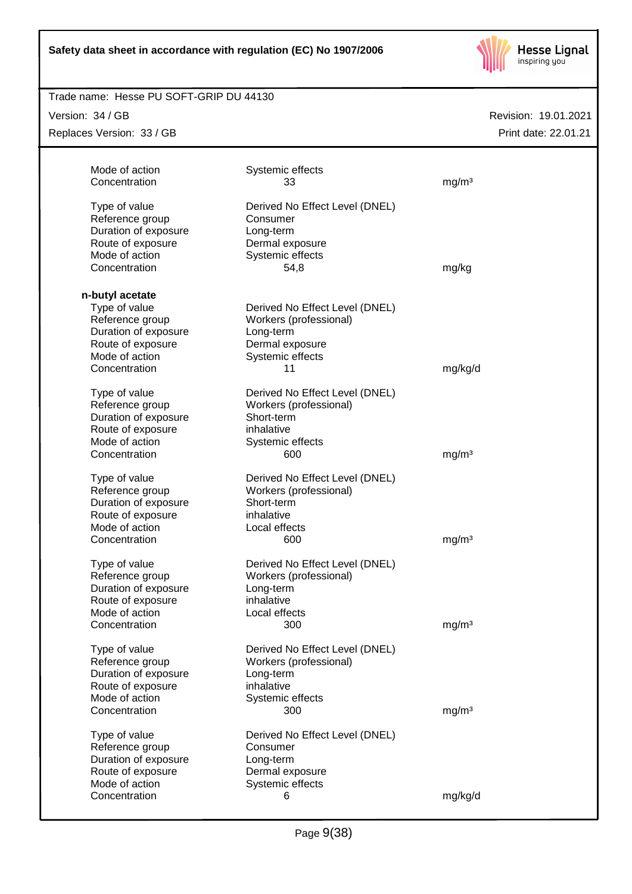| | | |
|---|---|---|
| Mode of action | Systemic effects | |
| Concentration | 33 | mg/m³ |

| | | |
|---|---|---|
| Type of value | Derived No Effect Level (DNEL) | |
| Reference group | Consumer | |
| Duration of exposure | Long-term | |
| Route of exposure | Dermal exposure | |
| Mode of action | Systemic effects | |
| Concentration | 54,8 | mg/kg |

**n-butyl acetate**

| | | |
|---|---|---|
| Type of value | Derived No Effect Level (DNEL) | |
| Reference group | Workers (professional) | |
| Duration of exposure | Long-term | |
| Route of exposure | Dermal exposure | |
| Mode of action | Systemic effects | |
| Concentration | 11 | mg/kg/d |

| | | |
|---|---|---|
| Type of value | Derived No Effect Level (DNEL) | |
| Reference group | Workers (professional) | |
| Duration of exposure | Short-term | |
| Route of exposure | inhalative | |
| Mode of action | Systemic effects | |
| Concentration | 600 | mg/m³ |

| | | |
|---|---|---|
| Type of value | Derived No Effect Level (DNEL) | |
| Reference group | Workers (professional) | |
| Duration of exposure | Short-term | |
| Route of exposure | inhalative | |
| Mode of action | Local effects | |
| Concentration | 600 | mg/m³ |

| | | |
|---|---|---|
| Type of value | Derived No Effect Level (DNEL) | |
| Reference group | Workers (professional) | |
| Duration of exposure | Long-term | |
| Route of exposure | inhalative | |
| Mode of action | Local effects | |
| Concentration | 300 | mg/m³ |

| | | |
|---|---|---|
| Type of value | Derived No Effect Level (DNEL) | |
| Reference group | Workers (professional) | |
| Duration of exposure | Long-term | |
| Route of exposure | inhalative | |
| Mode of action | Systemic effects | |
| Concentration | 300 | mg/m³ |

| | | |
|---|---|---|
| Type of value | Derived No Effect Level (DNEL) | |
| Reference group | Consumer | |
| Duration of exposure | Long-term | |
| Route of exposure | Dermal exposure | |
| Mode of action | Systemic effects | |
| Concentration | 6 | mg/kg/d |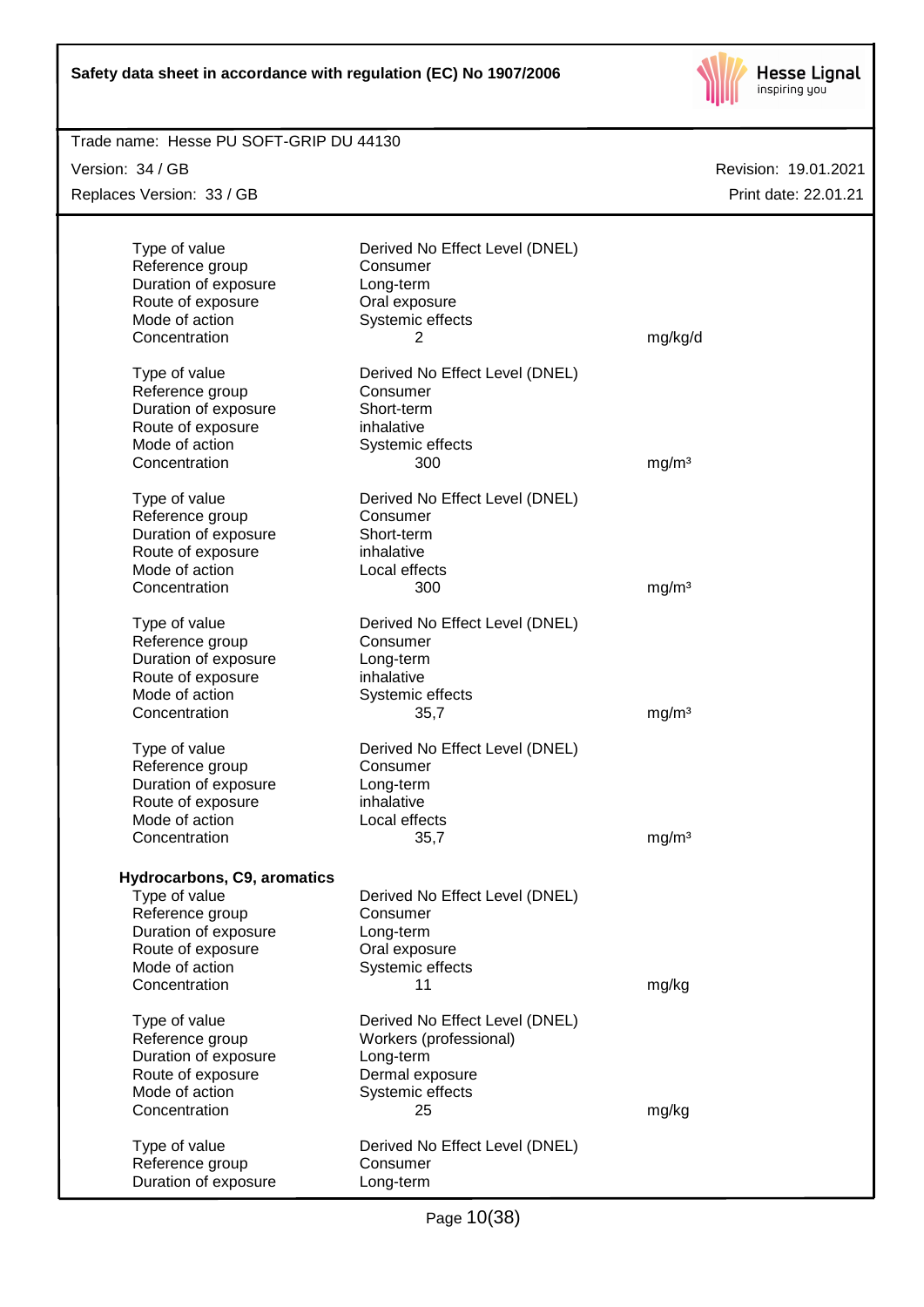| | | |
|---|---|---|
| Type of value | Derived No Effect Level (DNEL) | |
| Reference group | Consumer | |
| Duration of exposure | Long-term | |
| Route of exposure | Oral exposure | |
| Mode of action | Systemic effects | |
| Concentration | 2 | mg/kg/d |

| | | |
|---|---|---|
| Type of value | Derived No Effect Level (DNEL) | |
| Reference group | Consumer | |
| Duration of exposure | Short-term | |
| Route of exposure | inhalative | |
| Mode of action | Systemic effects | |
| Concentration | 300 | mg/m³ |

| | | |
|---|---|---|
| Type of value | Derived No Effect Level (DNEL) | |
| Reference group | Consumer | |
| Duration of exposure | Short-term | |
| Route of exposure | inhalative | |
| Mode of action | Local effects | |
| Concentration | 300 | mg/m³ |

| | | |
|---|---|---|
| Type of value | Derived No Effect Level (DNEL) | |
| Reference group | Consumer | |
| Duration of exposure | Long-term | |
| Route of exposure | inhalative | |
| Mode of action | Systemic effects | |
| Concentration | 35,7 | mg/m³ |

| | | |
|---|---|---|
| Type of value | Derived No Effect Level (DNEL) | |
| Reference group | Consumer | |
| Duration of exposure | Long-term | |
| Route of exposure | inhalative | |
| Mode of action | Local effects | |
| Concentration | 35,7 | mg/m³ |

**Hydrocarbons, C9, aromatics**

| | | |
|---|---|---|
| Type of value | Derived No Effect Level (DNEL) | |
| Reference group | Consumer | |
| Duration of exposure | Long-term | |
| Route of exposure | Oral exposure | |
| Mode of action | Systemic effects | |
| Concentration | 11 | mg/kg |

| | | |
|---|---|---|
| Type of value | Derived No Effect Level (DNEL) | |
| Reference group | Workers (professional) | |
| Duration of exposure | Long-term | |
| Route of exposure | Dermal exposure | |
| Mode of action | Systemic effects | |
| Concentration | 25 | mg/kg |

| | |
|---|---|
| Type of value | Derived No Effect Level (DNEL) |
| Reference group | Consumer |
| Duration of exposure | Long-term |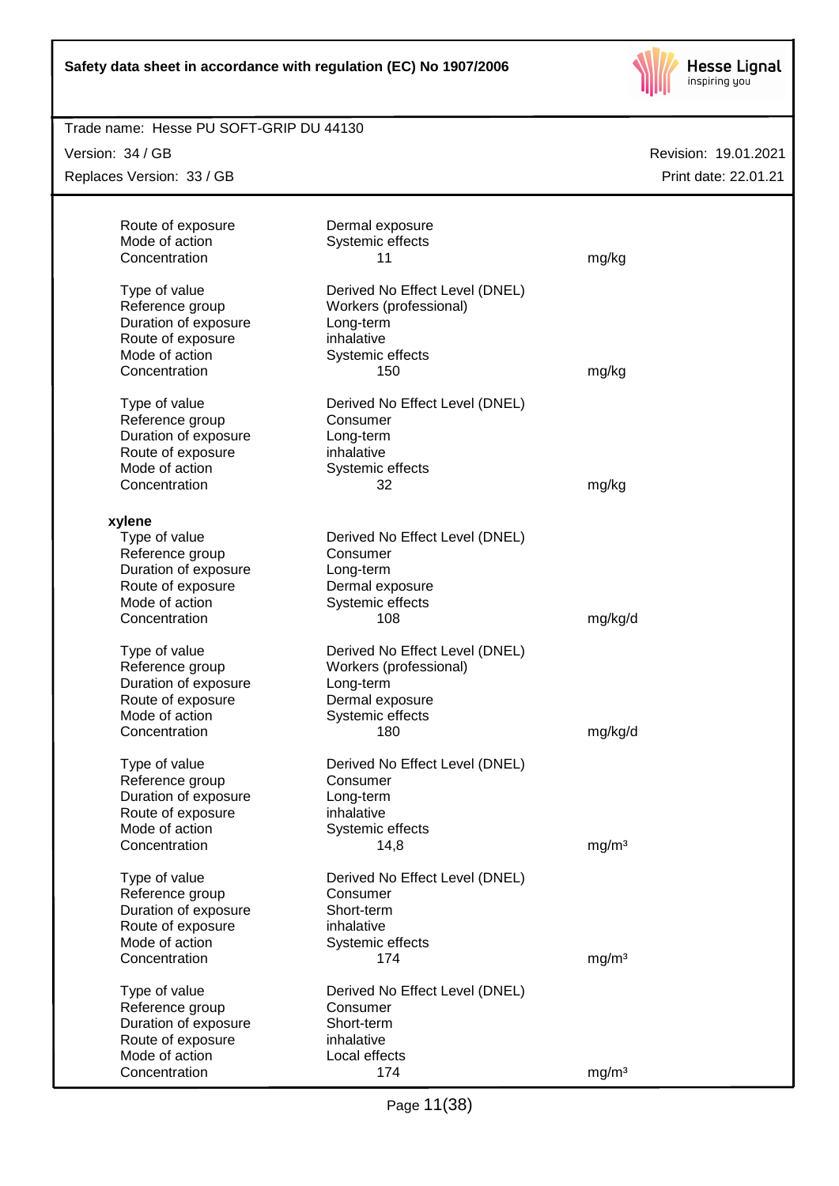| | | |
|---|---|---|
| Route of exposure | Dermal exposure | |
| Mode of action | Systemic effects | |
| Concentration | 11 | mg/kg |

| | | |
|---|---|---|
| Type of value | Derived No Effect Level (DNEL) | |
| Reference group | Workers (professional) | |
| Duration of exposure | Long-term | |
| Route of exposure | inhalative | |
| Mode of action | Systemic effects | |
| Concentration | 150 | mg/kg |

| | | |
|---|---|---|
| Type of value | Derived No Effect Level (DNEL) | |
| Reference group | Consumer | |
| Duration of exposure | Long-term | |
| Route of exposure | inhalative | |
| Mode of action | Systemic effects | |
| Concentration | 32 | mg/kg |

**xylene**

| | | |
|---|---|---|
| Type of value | Derived No Effect Level (DNEL) | |
| Reference group | Consumer | |
| Duration of exposure | Long-term | |
| Route of exposure | Dermal exposure | |
| Mode of action | Systemic effects | |
| Concentration | 108 | mg/kg/d |

| | | |
|---|---|---|
| Type of value | Derived No Effect Level (DNEL) | |
| Reference group | Workers (professional) | |
| Duration of exposure | Long-term | |
| Route of exposure | Dermal exposure | |
| Mode of action | Systemic effects | |
| Concentration | 180 | mg/kg/d |

| | | |
|---|---|---|
| Type of value | Derived No Effect Level (DNEL) | |
| Reference group | Consumer | |
| Duration of exposure | Long-term | |
| Route of exposure | inhalative | |
| Mode of action | Systemic effects | |
| Concentration | 14,8 | mg/m³ |

| | | |
|---|---|---|
| Type of value | Derived No Effect Level (DNEL) | |
| Reference group | Consumer | |
| Duration of exposure | Short-term | |
| Route of exposure | inhalative | |
| Mode of action | Systemic effects | |
| Concentration | 174 | mg/m³ |

| | | |
|---|---|---|
| Type of value | Derived No Effect Level (DNEL) | |
| Reference group | Consumer | |
| Duration of exposure | Short-term | |
| Route of exposure | inhalative | |
| Mode of action | Local effects | |
| Concentration | 174 | mg/m³ |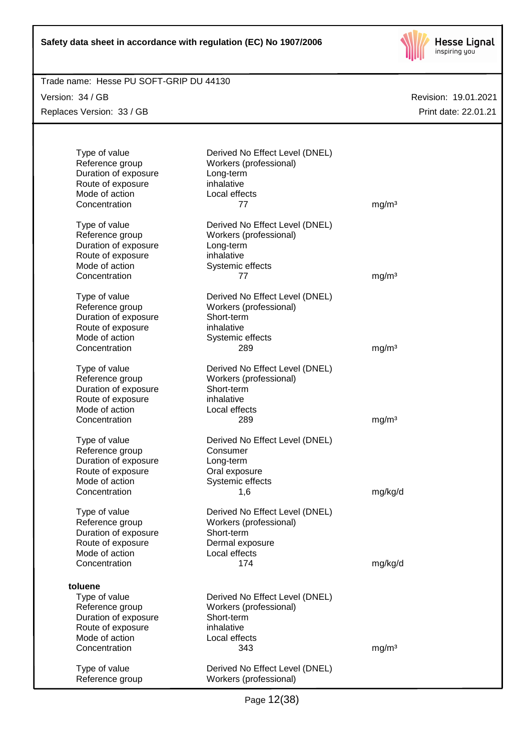| | | |
|---|---|---|
| Type of value | Derived No Effect Level (DNEL) | |
| Reference group | Workers (professional) | |
| Duration of exposure | Long-term | |
| Route of exposure | inhalative | |
| Mode of action | Local effects | |
| Concentration | 77 | mg/m³ |

| | | |
|---|---|---|
| Type of value | Derived No Effect Level (DNEL) | |
| Reference group | Workers (professional) | |
| Duration of exposure | Long-term | |
| Route of exposure | inhalative | |
| Mode of action | Systemic effects | |
| Concentration | 77 | mg/m³ |

| | | |
|---|---|---|
| Type of value | Derived No Effect Level (DNEL) | |
| Reference group | Workers (professional) | |
| Duration of exposure | Short-term | |
| Route of exposure | inhalative | |
| Mode of action | Systemic effects | |
| Concentration | 289 | mg/m³ |

| | | |
|---|---|---|
| Type of value | Derived No Effect Level (DNEL) | |
| Reference group | Workers (professional) | |
| Duration of exposure | Short-term | |
| Route of exposure | inhalative | |
| Mode of action | Local effects | |
| Concentration | 289 | mg/m³ |

| | | |
|---|---|---|
| Type of value | Derived No Effect Level (DNEL) | |
| Reference group | Consumer | |
| Duration of exposure | Long-term | |
| Route of exposure | Oral exposure | |
| Mode of action | Systemic effects | |
| Concentration | 1,6 | mg/kg/d |

| | | |
|---|---|---|
| Type of value | Derived No Effect Level (DNEL) | |
| Reference group | Workers (professional) | |
| Duration of exposure | Short-term | |
| Route of exposure | Dermal exposure | |
| Mode of action | Local effects | |
| Concentration | 174 | mg/kg/d |

**toluene**

| | | |
|---|---|---|
| Type of value | Derived No Effect Level (DNEL) | |
| Reference group | Workers (professional) | |
| Duration of exposure | Short-term | |
| Route of exposure | inhalative | |
| Mode of action | Local effects | |
| Concentration | 343 | mg/m³ |

| | | |
|---|---|---|
| Type of value | Derived No Effect Level (DNEL) | |
| Reference group | Workers (professional) | |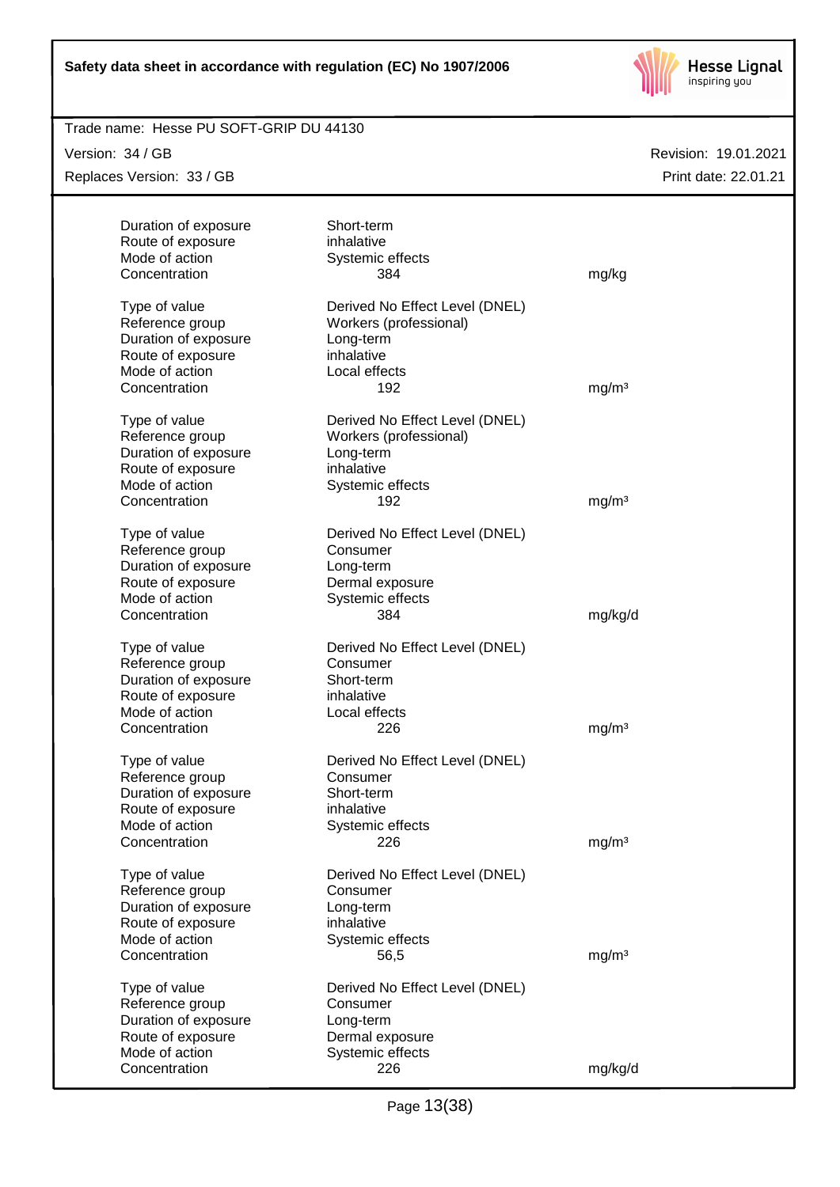| | | |
|---|---|---|
| Duration of exposure | Short-term | |
| Route of exposure | inhalative | |
| Mode of action | Systemic effects | |
| Concentration | 384 | mg/kg |

| | | |
|---|---|---|
| Type of value | Derived No Effect Level (DNEL) | |
| Reference group | Workers (professional) | |
| Duration of exposure | Long-term | |
| Route of exposure | inhalative | |
| Mode of action | Local effects | |
| Concentration | 192 | $mg/m^3$ |

| | | |
|---|---|---|
| Type of value | Derived No Effect Level (DNEL) | |
| Reference group | Workers (professional) | |
| Duration of exposure | Long-term | |
| Route of exposure | inhalative | |
| Mode of action | Systemic effects | |
| Concentration | 192 | $mg/m^3$ |

| | | |
|---|---|---|
| Type of value | Derived No Effect Level (DNEL) | |
| Reference group | Consumer | |
| Duration of exposure | Long-term | |
| Route of exposure | Dermal exposure | |
| Mode of action | Systemic effects | |
| Concentration | 384 | mg/kg/d |

| | | |
|---|---|---|
| Type of value | Derived No Effect Level (DNEL) | |
| Reference group | Consumer | |
| Duration of exposure | Short-term | |
| Route of exposure | inhalative | |
| Mode of action | Local effects | |
| Concentration | 226 | $mg/m^3$ |

| | | |
|---|---|---|
| Type of value | Derived No Effect Level (DNEL) | |
| Reference group | Consumer | |
| Duration of exposure | Short-term | |
| Route of exposure | inhalative | |
| Mode of action | Systemic effects | |
| Concentration | 226 | $mg/m^3$ |

| | | |
|---|---|---|
| Type of value | Derived No Effect Level (DNEL) | |
| Reference group | Consumer | |
| Duration of exposure | Long-term | |
| Route of exposure | inhalative | |
| Mode of action | Systemic effects | |
| Concentration | 56,5 | $mg/m^3$ |

| | | |
|---|---|---|
| Type of value | Derived No Effect Level (DNEL) | |
| Reference group | Consumer | |
| Duration of exposure | Long-term | |
| Route of exposure | Dermal exposure | |
| Mode of action | Systemic effects | |
| Concentration | 226 | mg/kg/d |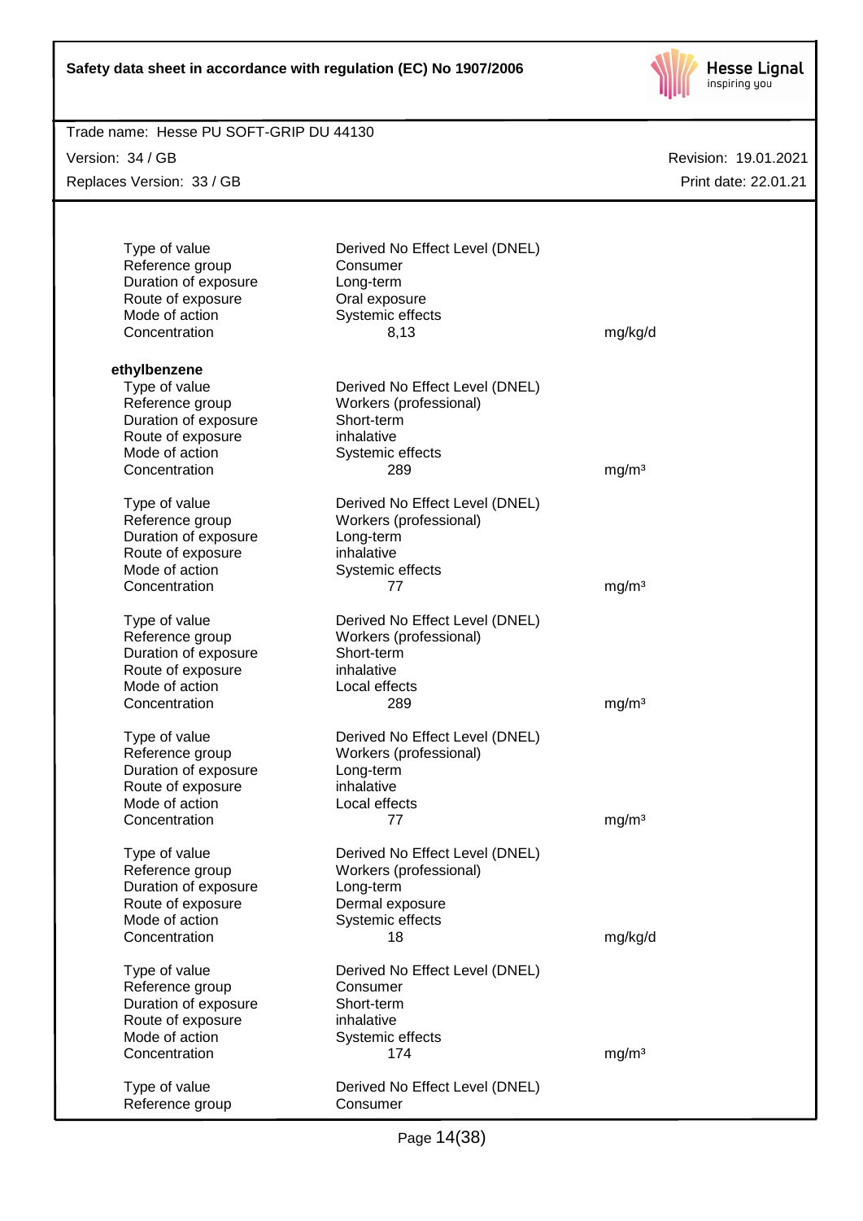| | | |
|---|---|---|
| Type of value | Derived No Effect Level (DNEL) | |
| Reference group | Consumer | |
| Duration of exposure | Long-term | |
| Route of exposure | Oral exposure | |
| Mode of action | Systemic effects | |
| Concentration | 8,13 | mg/kg/d |

**ethylbenzene**

| | | |
|---|---|---|
| Type of value | Derived No Effect Level (DNEL) | |
| Reference group | Workers (professional) | |
| Duration of exposure | Short-term | |
| Route of exposure | inhalative | |
| Mode of action | Systemic effects | |
| Concentration | 289 | mg/m³ |

| | | |
|---|---|---|
| Type of value | Derived No Effect Level (DNEL) | |
| Reference group | Workers (professional) | |
| Duration of exposure | Long-term | |
| Route of exposure | inhalative | |
| Mode of action | Systemic effects | |
| Concentration | 77 | mg/m³ |

| | | |
|---|---|---|
| Type of value | Derived No Effect Level (DNEL) | |
| Reference group | Workers (professional) | |
| Duration of exposure | Short-term | |
| Route of exposure | inhalative | |
| Mode of action | Local effects | |
| Concentration | 289 | mg/m³ |

| | | |
|---|---|---|
| Type of value | Derived No Effect Level (DNEL) | |
| Reference group | Workers (professional) | |
| Duration of exposure | Long-term | |
| Route of exposure | inhalative | |
| Mode of action | Local effects | |
| Concentration | 77 | mg/m³ |

| | | |
|---|---|---|
| Type of value | Derived No Effect Level (DNEL) | |
| Reference group | Workers (professional) | |
| Duration of exposure | Long-term | |
| Route of exposure | Dermal exposure | |
| Mode of action | Systemic effects | |
| Concentration | 18 | mg/kg/d |

| | | |
|---|---|---|
| Type of value | Derived No Effect Level (DNEL) | |
| Reference group | Consumer | |
| Duration of exposure | Short-term | |
| Route of exposure | inhalative | |
| Mode of action | Systemic effects | |
| Concentration | 174 | mg/m³ |

| | |
|---|---|
| Type of value | Derived No Effect Level (DNEL) |
| Reference group | Consumer |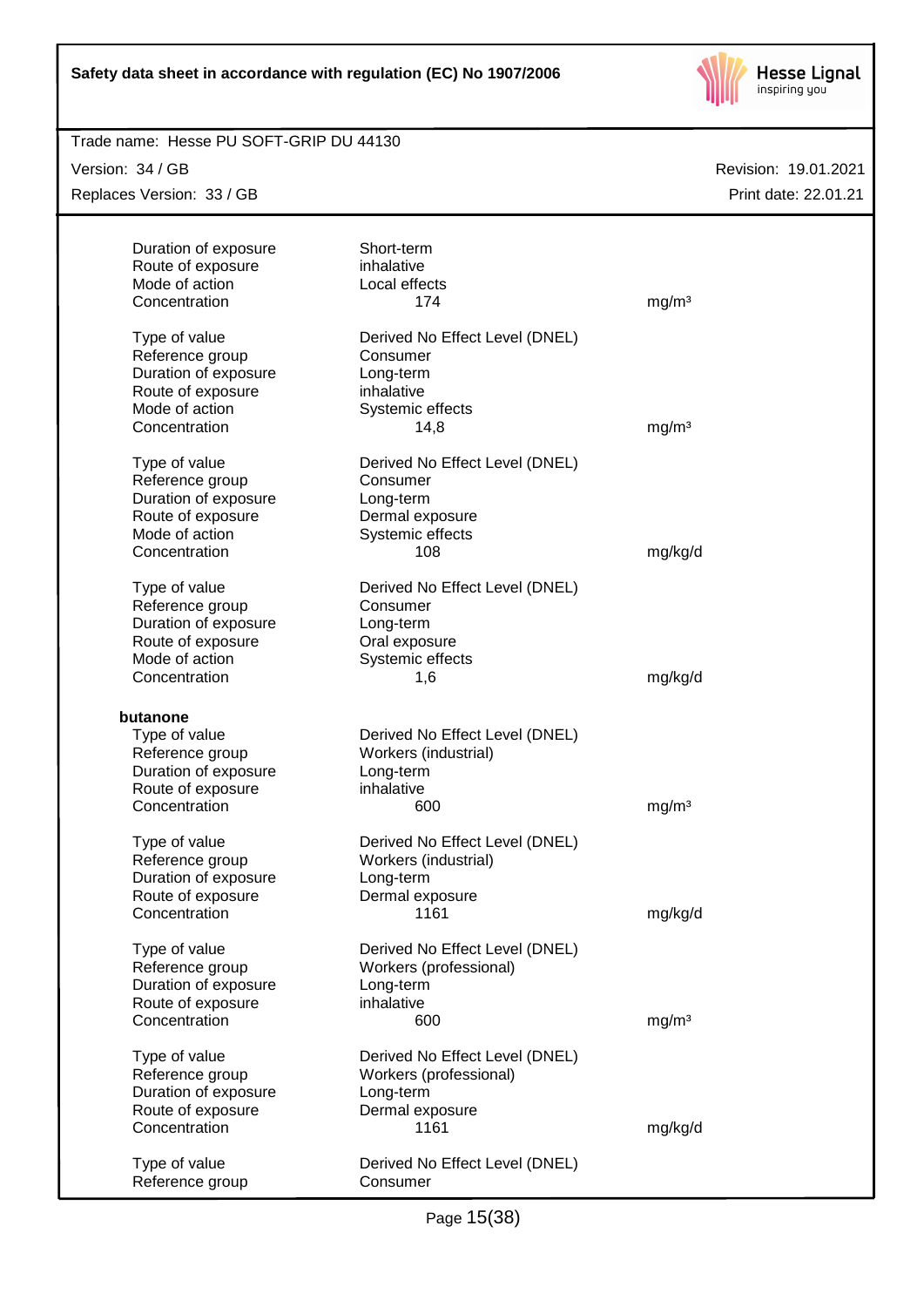| | | |
|---|---|---|
| Duration of exposure | Short-term | |
| Route of exposure | inhalative | |
| Mode of action | Local effects | |
| Concentration | 174 | mg/m³ |

| | | |
|---|---|---|
| Type of value | Derived No Effect Level (DNEL) | |
| Reference group | Consumer | |
| Duration of exposure | Long-term | |
| Route of exposure | inhalative | |
| Mode of action | Systemic effects | |
| Concentration | 14,8 | mg/m³ |

| | | |
|---|---|---|
| Type of value | Derived No Effect Level (DNEL) | |
| Reference group | Consumer | |
| Duration of exposure | Long-term | |
| Route of exposure | Dermal exposure | |
| Mode of action | Systemic effects | |
| Concentration | 108 | mg/kg/d |

| | | |
|---|---|---|
| Type of value | Derived No Effect Level (DNEL) | |
| Reference group | Consumer | |
| Duration of exposure | Long-term | |
| Route of exposure | Oral exposure | |
| Mode of action | Systemic effects | |
| Concentration | 1,6 | mg/kg/d |

**butanone**

| | | |
|---|---|---|
| Type of value | Derived No Effect Level (DNEL) | |
| Reference group | Workers (industrial) | |
| Duration of exposure | Long-term | |
| Route of exposure | inhalative | |
| Concentration | 600 | mg/m³ |

| | | |
|---|---|---|
| Type of value | Derived No Effect Level (DNEL) | |
| Reference group | Workers (industrial) | |
| Duration of exposure | Long-term | |
| Route of exposure | Dermal exposure | |
| Concentration | 1161 | mg/kg/d |

| | | |
|---|---|---|
| Type of value | Derived No Effect Level (DNEL) | |
| Reference group | Workers (professional) | |
| Duration of exposure | Long-term | |
| Route of exposure | inhalative | |
| Concentration | 600 | mg/m³ |

| | | |
|---|---|---|
| Type of value | Derived No Effect Level (DNEL) | |
| Reference group | Workers (professional) | |
| Duration of exposure | Long-term | |
| Route of exposure | Dermal exposure | |
| Concentration | 1161 | mg/kg/d |

| | |
|---|---|
| Type of value | Derived No Effect Level (DNEL) |
| Reference group | Consumer |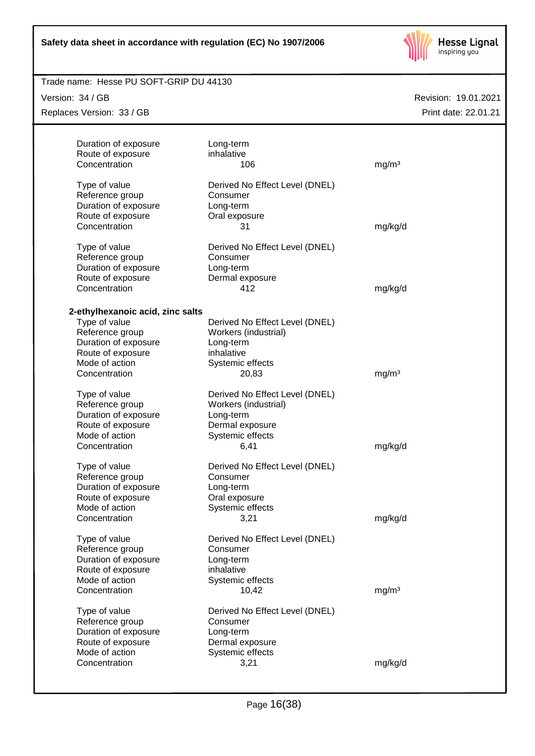| | | |
|---|---|---|
| Duration of exposure | Long-term | |
| Route of exposure | inhalative | |
| Concentration | 106 | mg/m³ |

| | | |
|---|---|---|
| Type of value | Derived No Effect Level (DNEL) | |
| Reference group | Consumer | |
| Duration of exposure | Long-term | |
| Route of exposure | Oral exposure | |
| Concentration | 31 | mg/kg/d |

| | | |
|---|---|---|
| Type of value | Derived No Effect Level (DNEL) | |
| Reference group | Consumer | |
| Duration of exposure | Long-term | |
| Route of exposure | Dermal exposure | |
| Concentration | 412 | mg/kg/d |

**2-ethylhexanoic acid, zinc salts**

| | | |
|---|---|---|
| Type of value | Derived No Effect Level (DNEL) | |
| Reference group | Workers (industrial) | |
| Duration of exposure | Long-term | |
| Route of exposure | inhalative | |
| Mode of action | Systemic effects | |
| Concentration | 20,83 | mg/m³ |

| | | |
|---|---|---|
| Type of value | Derived No Effect Level (DNEL) | |
| Reference group | Workers (industrial) | |
| Duration of exposure | Long-term | |
| Route of exposure | Dermal exposure | |
| Mode of action | Systemic effects | |
| Concentration | 6,41 | mg/kg/d |

| | | |
|---|---|---|
| Type of value | Derived No Effect Level (DNEL) | |
| Reference group | Consumer | |
| Duration of exposure | Long-term | |
| Route of exposure | Oral exposure | |
| Mode of action | Systemic effects | |
| Concentration | 3,21 | mg/kg/d |

| | | |
|---|---|---|
| Type of value | Derived No Effect Level (DNEL) | |
| Reference group | Consumer | |
| Duration of exposure | Long-term | |
| Route of exposure | inhalative | |
| Mode of action | Systemic effects | |
| Concentration | 10,42 | mg/m³ |

| | | |
|---|---|---|
| Type of value | Derived No Effect Level (DNEL) | |
| Reference group | Consumer | |
| Duration of exposure | Long-term | |
| Route of exposure | Dermal exposure | |
| Mode of action | Systemic effects | |
| Concentration | 3,21 | mg/kg/d |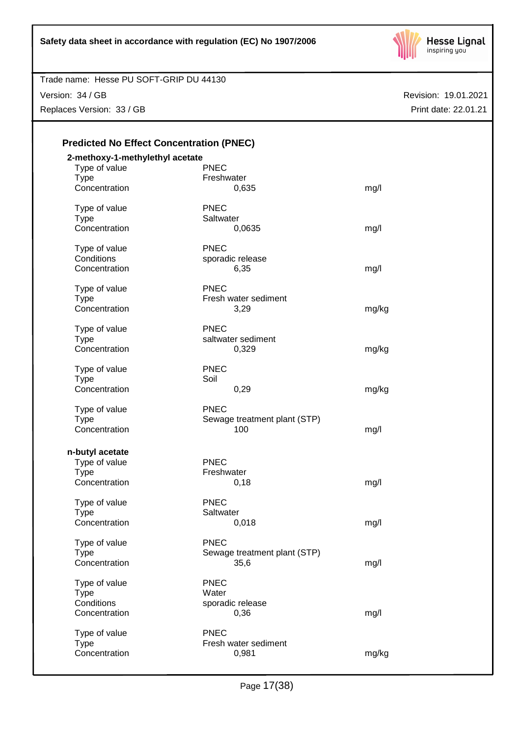### Predicted No Effect Concentration (PNEC)

**2-methoxy-1-methylethyl acetate**

| | | |
|---|---|---|
| Type of value | PNEC | |
| Type | Freshwater | |
| Concentration | 0,635 | mg/l |
| | | |
| Type of value | PNEC | |
| Type | Saltwater | |
| Concentration | 0,0635 | mg/l |
| | | |
| Type of value | PNEC | |
| Conditions | sporadic release | |
| Concentration | 6,35 | mg/l |
| | | |
| Type of value | PNEC | |
| Type | Fresh water sediment | |
| Concentration | 3,29 | mg/kg |
| | | |
| Type of value | PNEC | |
| Type | saltwater sediment | |
| Concentration | 0,329 | mg/kg |
| | | |
| Type of value | PNEC | |
| Type | Soil | |
| Concentration | 0,29 | mg/kg |
| | | |
| Type of value | PNEC | |
| Type | Sewage treatment plant (STP) | |
| Concentration | 100 | mg/l |

**n-butyl acetate**

| | | |
|---|---|---|
| Type of value | PNEC | |
| Type | Freshwater | |
| Concentration | 0,18 | mg/l |
| | | |
| Type of value | PNEC | |
| Type | Saltwater | |
| Concentration | 0,018 | mg/l |
| | | |
| Type of value | PNEC | |
| Type | Sewage treatment plant (STP) | |
| Concentration | 35,6 | mg/l |
| | | |
| Type of value | PNEC | |
| Type | Water | |
| Conditions | sporadic release | |
| Concentration | 0,36 | mg/l |
| | | |
| Type of value | PNEC | |
| Type | Fresh water sediment | |
| Concentration | 0,981 | mg/kg |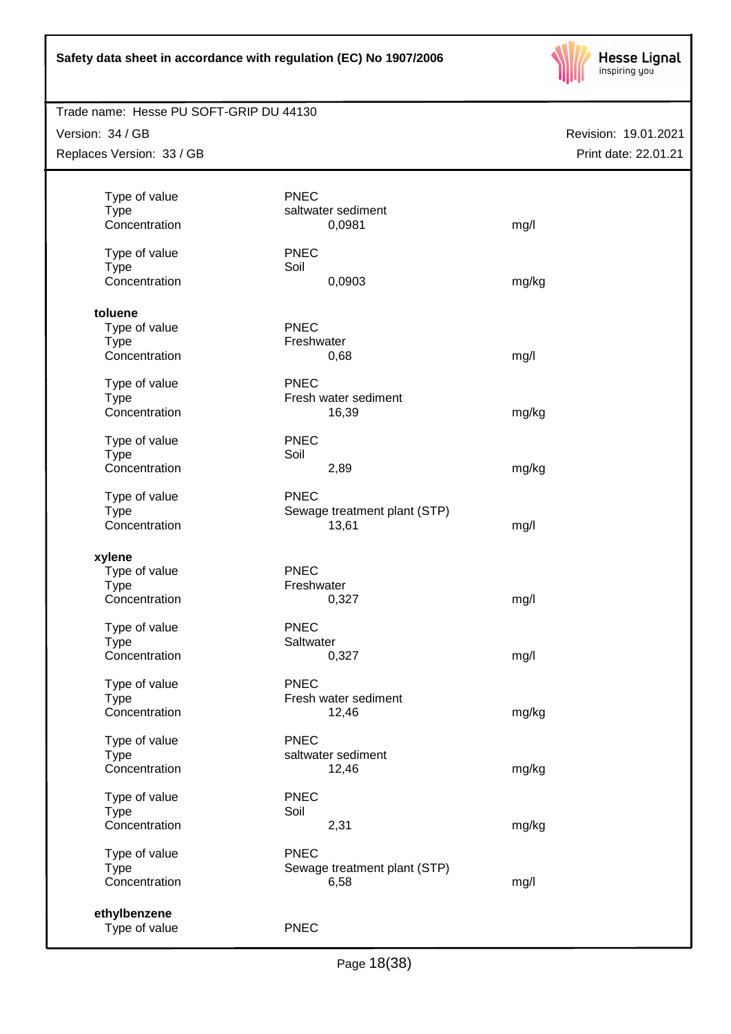| | | |
|---|---|---|
| Type of value | PNEC | |
| Type | saltwater sediment | |
| Concentration | 0,0981 | mg/l |
| | | |
| Type of value | PNEC | |
| Type | Soil | |
| Concentration | 0,0903 | mg/kg |

**toluene**

| | | |
|---|---|---|
| Type of value | PNEC | |
| Type | Freshwater | |
| Concentration | 0,68 | mg/l |
| | | |
| Type of value | PNEC | |
| Type | Fresh water sediment | |
| Concentration | 16,39 | mg/kg |
| | | |
| Type of value | PNEC | |
| Type | Soil | |
| Concentration | 2,89 | mg/kg |
| | | |
| Type of value | PNEC | |
| Type | Sewage treatment plant (STP) | |
| Concentration | 13,61 | mg/l |

**xylene**

| | | |
|---|---|---|
| Type of value | PNEC | |
| Type | Freshwater | |
| Concentration | 0,327 | mg/l |
| | | |
| Type of value | PNEC | |
| Type | Saltwater | |
| Concentration | 0,327 | mg/l |
| | | |
| Type of value | PNEC | |
| Type | Fresh water sediment | |
| Concentration | 12,46 | mg/kg |
| | | |
| Type of value | PNEC | |
| Type | saltwater sediment | |
| Concentration | 12,46 | mg/kg |
| | | |
| Type of value | PNEC | |
| Type | Soil | |
| Concentration | 2,31 | mg/kg |
| | | |
| Type of value | PNEC | |
| Type | Sewage treatment plant (STP) | |
| Concentration | 6,58 | mg/l |

**ethylbenzene**

| | |
|---|---|
| Type of value | PNEC |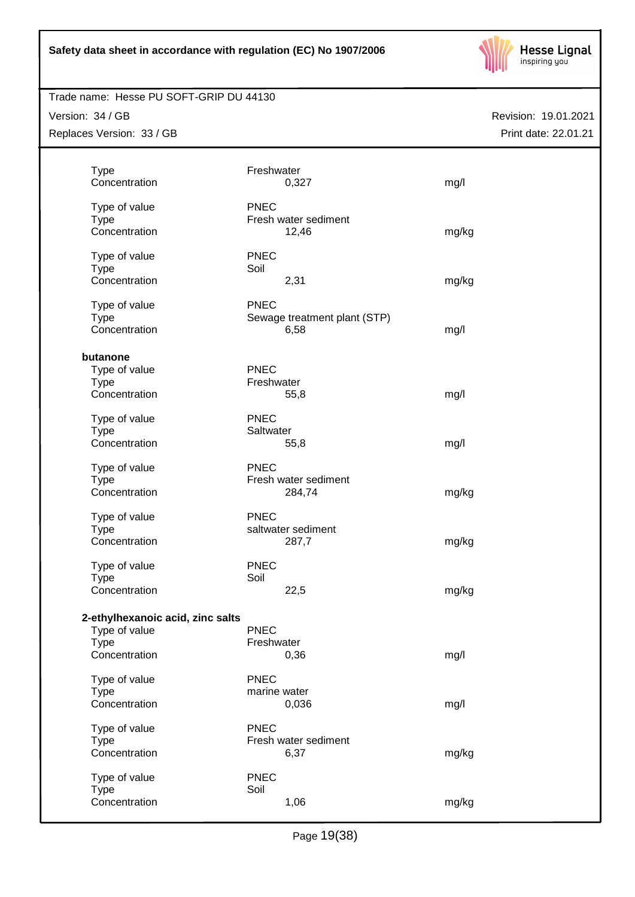| | | |
|---|---|---|
| Type | Freshwater | |
| Concentration | 0,327 | mg/l |
| | | |
| Type of value | PNEC | |
| Type | Fresh water sediment | |
| Concentration | 12,46 | mg/kg |
| | | |
| Type of value | PNEC | |
| Type | Soil | |
| Concentration | 2,31 | mg/kg |
| | | |
| Type of value | PNEC | |
| Type | Sewage treatment plant (STP) | |
| Concentration | 6,58 | mg/l |

**butanone**

| | | |
|---|---|---|
| Type of value | PNEC | |
| Type | Freshwater | |
| Concentration | 55,8 | mg/l |
| | | |
| Type of value | PNEC | |
| Type | Saltwater | |
| Concentration | 55,8 | mg/l |
| | | |
| Type of value | PNEC | |
| Type | Fresh water sediment | |
| Concentration | 284,74 | mg/kg |
| | | |
| Type of value | PNEC | |
| Type | saltwater sediment | |
| Concentration | 287,7 | mg/kg |
| | | |
| Type of value | PNEC | |
| Type | Soil | |
| Concentration | 22,5 | mg/kg |

**2-ethylhexanoic acid, zinc salts**

| | | |
|---|---|---|
| Type of value | PNEC | |
| Type | Freshwater | |
| Concentration | 0,36 | mg/l |
| | | |
| Type of value | PNEC | |
| Type | marine water | |
| Concentration | 0,036 | mg/l |
| | | |
| Type of value | PNEC | |
| Type | Fresh water sediment | |
| Concentration | 6,37 | mg/kg |
| | | |
| Type of value | PNEC | |
| Type | Soil | |
| Concentration | 1,06 | mg/kg |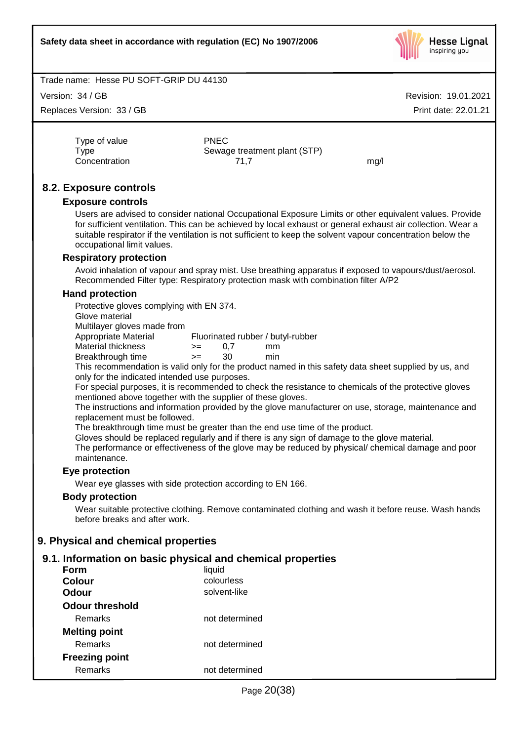| | | |
|---|---|---|
| Type of value | PNEC | |
| Type | Sewage treatment plant (STP) | |
| Concentration | 71,7 | mg/l |

## 8.2. Exposure controls

### Exposure controls

Users are advised to consider national Occupational Exposure Limits or other equivalent values. Provide for sufficient ventilation. This can be achieved by local exhaust or general exhaust air collection. Wear a suitable respirator if the ventilation is not sufficient to keep the solvent vapour concentration below the occupational limit values.

### Respiratory protection

Avoid inhalation of vapour and spray mist. Use breathing apparatus if exposed to vapours/dust/aerosol. Recommended Filter type: Respiratory protection mask with combination filter A/P2

### Hand protection

Protective gloves complying with EN 374.
Glove material
Multilayer gloves made from

| | | | |
|---|---|---|---|
| Appropriate Material | Fluorinated rubber / butyl-rubber | | |
| Material thickness | >= | 0,7 | mm |
| Breakthrough time | >= | 30 | min |

This recommendation is valid only for the product named in this safety data sheet supplied by us, and only for the indicated intended use purposes.
For special purposes, it is recommended to check the resistance to chemicals of the protective gloves mentioned above together with the supplier of these gloves.
The instructions and information provided by the glove manufacturer on use, storage, maintenance and replacement must be followed.
The breakthrough time must be greater than the end use time of the product.
Gloves should be replaced regularly and if there is any sign of damage to the glove material.
The performance or effectiveness of the glove may be reduced by physical/ chemical damage and poor maintenance.

### Eye protection

Wear eye glasses with side protection according to EN 166.

### Body protection

Wear suitable protective clothing. Remove contaminated clothing and wash it before reuse. Wash hands before breaks and after work.

# 9. Physical and chemical properties

## 9.1. Information on basic physical and chemical properties

| | |
|---|---|
| **Form** | liquid |
| **Colour** | colourless |
| **Odour** | solvent-like |
| **Odour threshold** | |
| Remarks | not determined |
| **Melting point** | |
| Remarks | not determined |
| **Freezing point** | |
| Remarks | not determined |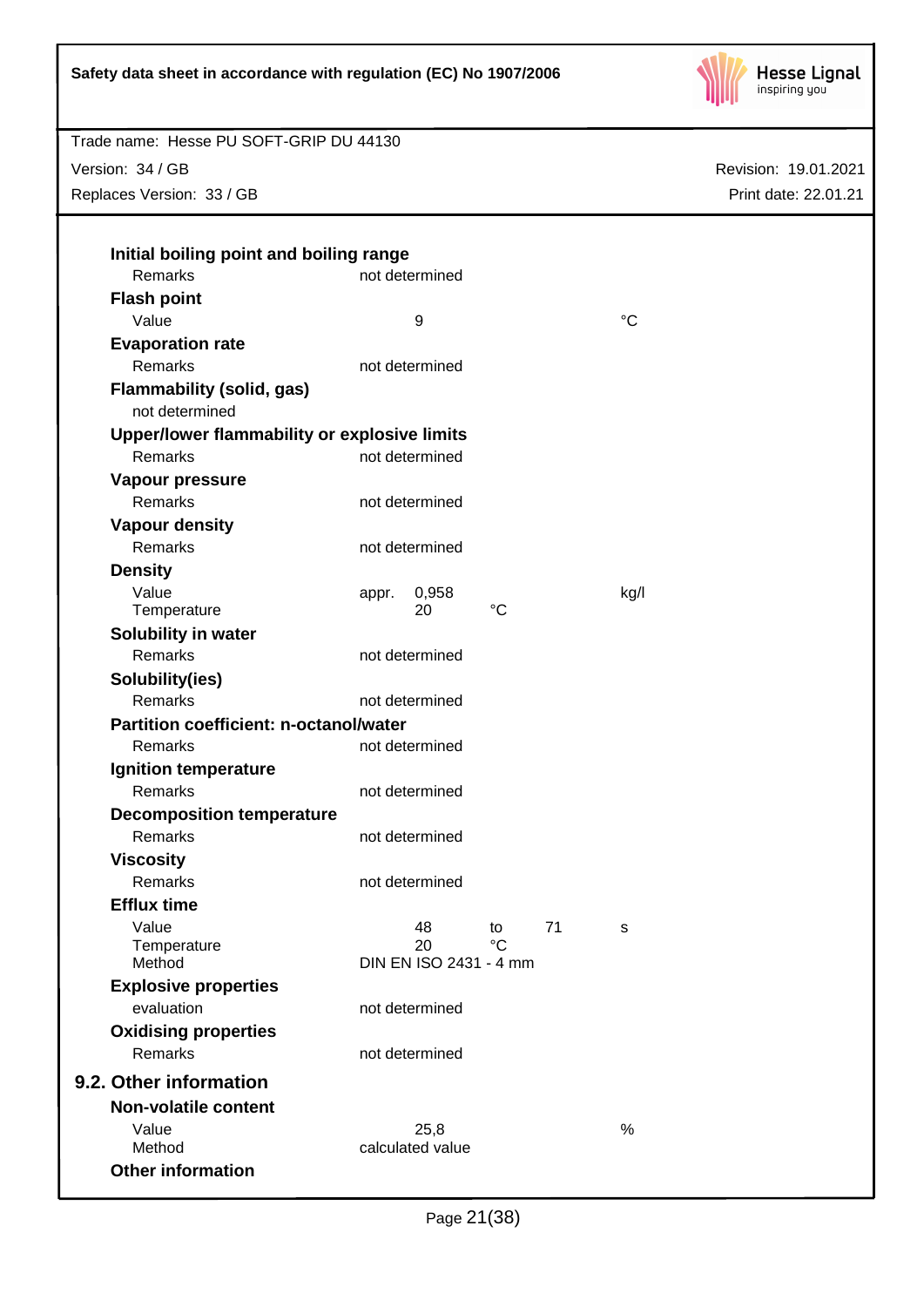**Initial boiling point and boiling range**

| | | | | |
|---|---|---|---|---|
| Remarks | not determined | | | |

**Flash point**

| | | | | |
|---|---|---|---|---|
| Value | 9 | | | °C |

**Evaporation rate**

| | | | | |
|---|---|---|---|---|
| Remarks | not determined | | | |

**Flammability (solid, gas)**

not determined

**Upper/lower flammability or explosive limits**

| | | | | |
|---|---|---|---|---|
| Remarks | not determined | | | |

**Vapour pressure**

| | | | | |
|---|---|---|---|---|
| Remarks | not determined | | | |

**Vapour density**

| | | | | |
|---|---|---|---|---|
| Remarks | not determined | | | |

**Density**

| | | | | |
|---|---|---|---|---|
| Value | appr. 0,958 | | | kg/l |
| Temperature | 20 | °C | | |

**Solubility in water**

| | | | | |
|---|---|---|---|---|
| Remarks | not determined | | | |

**Solubility(ies)**

| | | | | |
|---|---|---|---|---|
| Remarks | not determined | | | |

**Partition coefficient: n-octanol/water**

| | | | | |
|---|---|---|---|---|
| Remarks | not determined | | | |

**Ignition temperature**

| | | | | |
|---|---|---|---|---|
| Remarks | not determined | | | |

**Decomposition temperature**

| | | | | |
|---|---|---|---|---|
| Remarks | not determined | | | |

**Viscosity**

| | | | | |
|---|---|---|---|---|
| Remarks | not determined | | | |

**Efflux time**

| | | | | |
|---|---|---|---|---|
| Value | 48 | to | 71 | s |
| Temperature | 20 | °C | | |
| Method | DIN EN ISO 2431 - 4 mm | | | |

**Explosive properties**

| | | | | |
|---|---|---|---|---|
| evaluation | not determined | | | |

**Oxidising properties**

| | | | | |
|---|---|---|---|---|
| Remarks | not determined | | | |

## 9.2. Other information

**Non-volatile content**

| | | | | |
|---|---|---|---|---|
| Value | 25,8 | | | % |
| Method | calculated value | | | |

**Other information**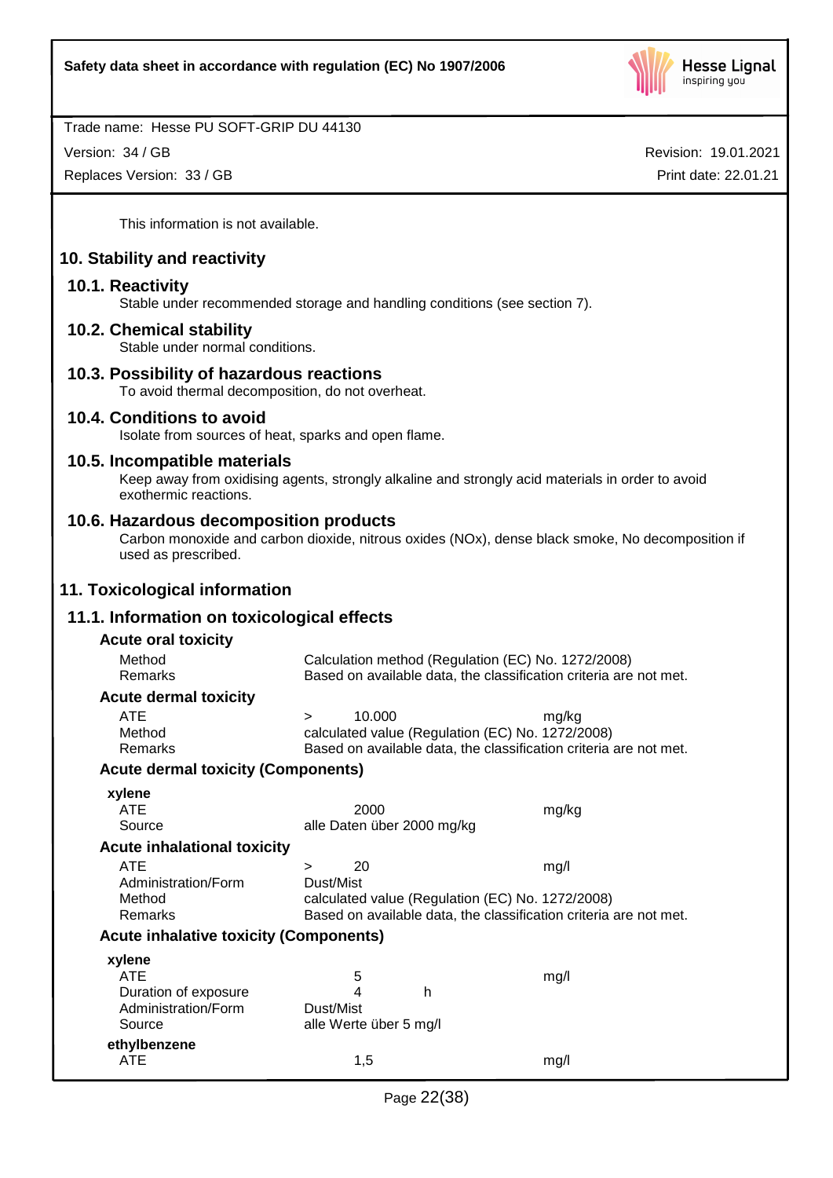This information is not available.

## 10. Stability and reactivity

### 10.1. Reactivity

Stable under recommended storage and handling conditions (see section 7).

### 10.2. Chemical stability

Stable under normal conditions.

### 10.3. Possibility of hazardous reactions

To avoid thermal decomposition, do not overheat.

### 10.4. Conditions to avoid

Isolate from sources of heat, sparks and open flame.

### 10.5. Incompatible materials

Keep away from oxidising agents, strongly alkaline and strongly acid materials in order to avoid exothermic reactions.

### 10.6. Hazardous decomposition products

Carbon monoxide and carbon dioxide, nitrous oxides (NOx), dense black smoke, No decomposition if used as prescribed.

## 11. Toxicological information

### 11.1. Information on toxicological effects

**Acute oral toxicity**

| | |
|---|---|
| Method | Calculation method (Regulation (EC) No. 1272/2008) |
| Remarks | Based on available data, the classification criteria are not met. |

**Acute dermal toxicity**

| | | |
|---|---|---|
| ATE | > 10.000 | mg/kg |
| Method | calculated value (Regulation (EC) No. 1272/2008) | |
| Remarks | Based on available data, the classification criteria are not met. | |

**Acute dermal toxicity (Components)**

**xylene**

| | | |
|---|---|---|
| ATE | 2000 | mg/kg |
| Source | alle Daten über 2000 mg/kg | |

**Acute inhalational toxicity**

| | | |
|---|---|---|
| ATE | > 20 | mg/l |
| Administration/Form | Dust/Mist | |
| Method | calculated value (Regulation (EC) No. 1272/2008) | |
| Remarks | Based on available data, the classification criteria are not met. | |

**Acute inhalative toxicity (Components)**

**xylene**

| | | |
|---|---|---|
| ATE | 5 | mg/l |
| Duration of exposure | 4 h | |
| Administration/Form | Dust/Mist | |
| Source | alle Werte über 5 mg/l | |

**ethylbenzene**

| | | |
|---|---|---|
| ATE | 1,5 | mg/l |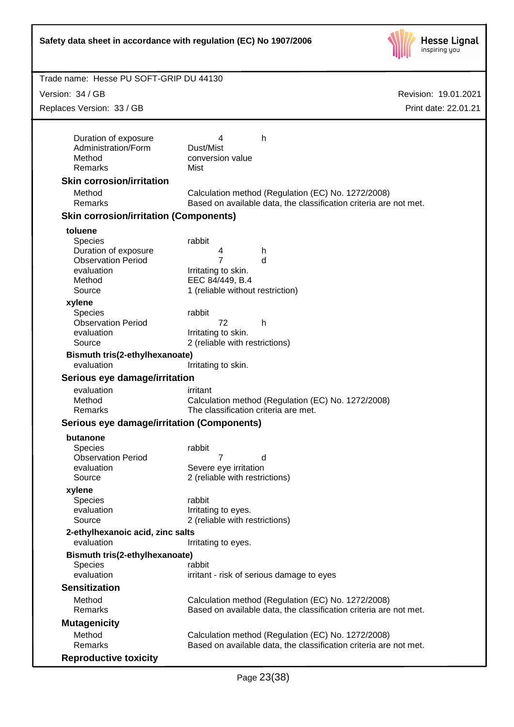| | | |
|---|---|---|
| Duration of exposure | 4 | h |
| Administration/Form | Dust/Mist | |
| Method | conversion value | |
| Remarks | Mist | |

### Skin corrosion/irritation

| | |
|---|---|
| Method | Calculation method (Regulation (EC) No. 1272/2008) |
| Remarks | Based on available data, the classification criteria are not met. |

### Skin corrosion/irritation (Components)

**toluene**

| | | |
|---|---|---|
| Species | rabbit | |
| Duration of exposure | 4 | h |
| Observation Period | 7 | d |
| evaluation | Irritating to skin. | |
| Method | EEC 84/449, B.4 | |
| Source | 1 (reliable without restriction) | |

**xylene**

| | | |
|---|---|---|
| Species | rabbit | |
| Observation Period | 72 | h |
| evaluation | Irritating to skin. | |
| Source | 2 (reliable with restrictions) | |

**Bismuth tris(2-ethylhexanoate)**

| | |
|---|---|
| evaluation | Irritating to skin. |

### Serious eye damage/irritation

| | |
|---|---|
| evaluation | irritant |
| Method | Calculation method (Regulation (EC) No. 1272/2008) |
| Remarks | The classification criteria are met. |

### Serious eye damage/irritation (Components)

**butanone**

| | | |
|---|---|---|
| Species | rabbit | |
| Observation Period | 7 | d |
| evaluation | Severe eye irritation | |
| Source | 2 (reliable with restrictions) | |

**xylene**

| | |
|---|---|
| Species | rabbit |
| evaluation | Irritating to eyes. |
| Source | 2 (reliable with restrictions) |

**2-ethylhexanoic acid, zinc salts**

| | |
|---|---|
| evaluation | Irritating to eyes. |

**Bismuth tris(2-ethylhexanoate)**

| | |
|---|---|
| Species | rabbit |
| evaluation | irritant - risk of serious damage to eyes |

### Sensitization

| | |
|---|---|
| Method | Calculation method (Regulation (EC) No. 1272/2008) |
| Remarks | Based on available data, the classification criteria are not met. |

### Mutagenicity

| | |
|---|---|
| Method | Calculation method (Regulation (EC) No. 1272/2008) |
| Remarks | Based on available data, the classification criteria are not met. |

### Reproductive toxicity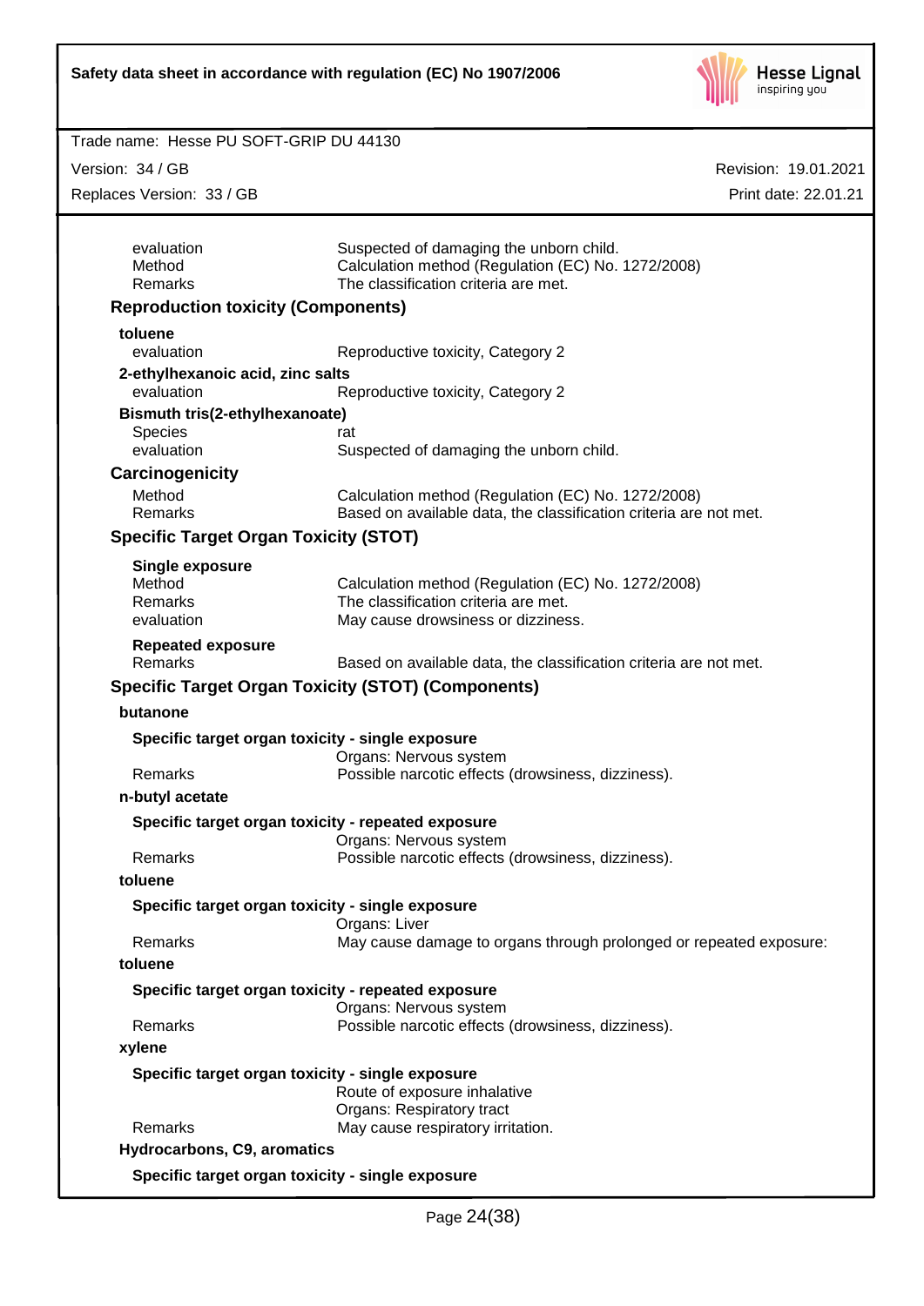| | |
|---|---|
| evaluation | Suspected of damaging the unborn child. |
| Method | Calculation method (Regulation (EC) No. 1272/2008) |
| Remarks | The classification criteria are met. |

### Reproduction toxicity (Components)

**toluene**

| | |
|---|---|
| evaluation | Reproductive toxicity, Category 2 |

**2-ethylhexanoic acid, zinc salts**

| | |
|---|---|
| evaluation | Reproductive toxicity, Category 2 |

**Bismuth tris(2-ethylhexanoate)**

| | |
|---|---|
| Species | rat |
| evaluation | Suspected of damaging the unborn child. |

### Carcinogenicity

| | |
|---|---|
| Method | Calculation method (Regulation (EC) No. 1272/2008) |
| Remarks | Based on available data, the classification criteria are not met. |

### Specific Target Organ Toxicity (STOT)

**Single exposure**

| | |
|---|---|
| Method | Calculation method (Regulation (EC) No. 1272/2008) |
| Remarks | The classification criteria are met. |
| evaluation | May cause drowsiness or dizziness. |

**Repeated exposure**

| | |
|---|---|
| Remarks | Based on available data, the classification criteria are not met. |

### Specific Target Organ Toxicity (STOT) (Components)

**butanone**

**Specific target organ toxicity - single exposure**

| | |
|---|---|
| | Organs: Nervous system |
| Remarks | Possible narcotic effects (drowsiness, dizziness). |

**n-butyl acetate**

**Specific target organ toxicity - repeated exposure**

| | |
|---|---|
| | Organs: Nervous system |
| Remarks | Possible narcotic effects (drowsiness, dizziness). |

**toluene**

**Specific target organ toxicity - single exposure**

| | |
|---|---|
| | Organs: Liver |
| Remarks | May cause damage to organs through prolonged or repeated exposure: |

**toluene**

**Specific target organ toxicity - repeated exposure**

| | |
|---|---|
| | Organs: Nervous system |
| Remarks | Possible narcotic effects (drowsiness, dizziness). |

**xylene**

**Specific target organ toxicity - single exposure**

| | |
|---|---|
| | Route of exposure inhalative |
| | Organs: Respiratory tract |
| Remarks | May cause respiratory irritation. |

**Hydrocarbons, C9, aromatics**

**Specific target organ toxicity - single exposure**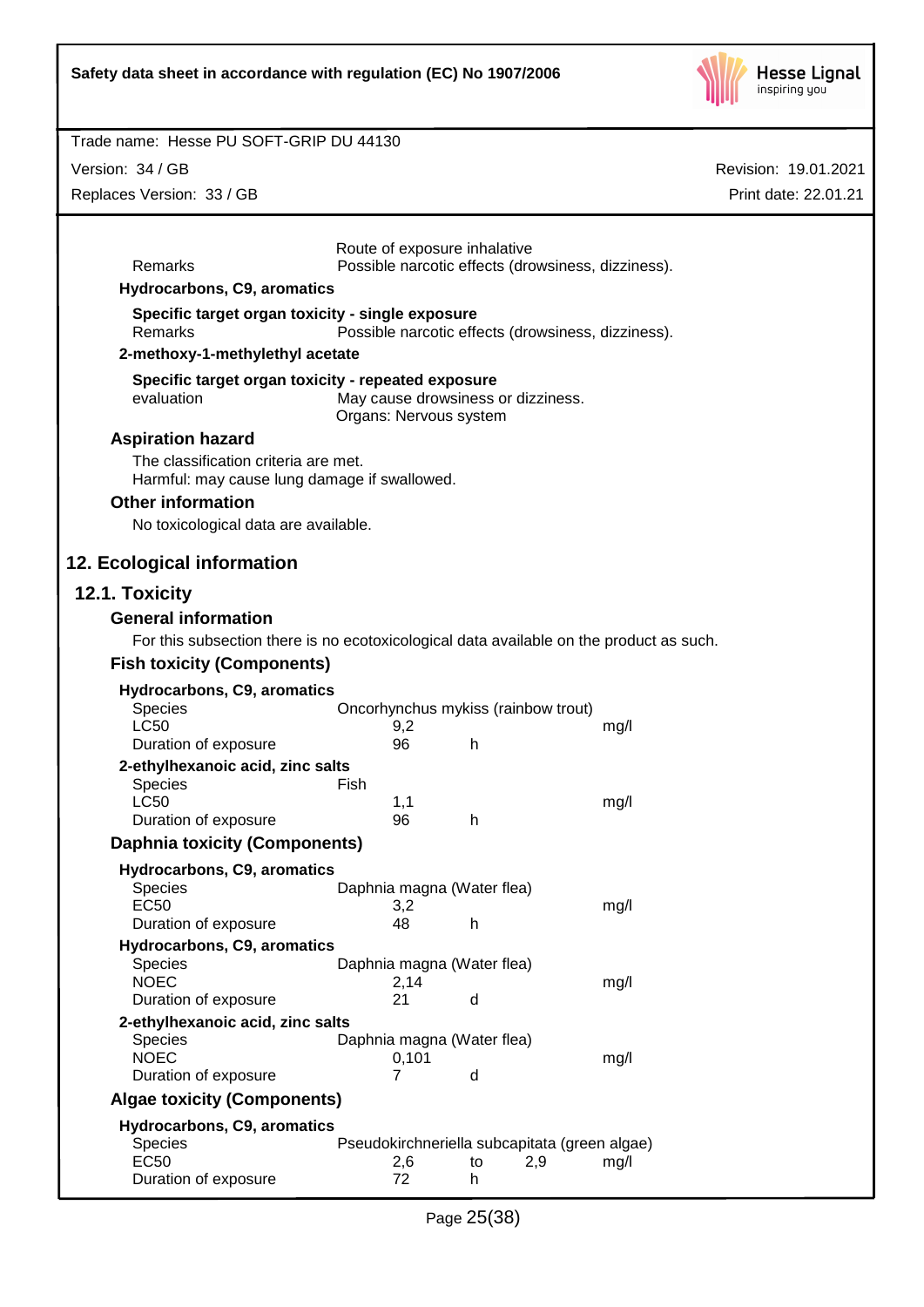| | |
|---|---|
| | Route of exposure inhalative |
| Remarks | Possible narcotic effects (drowsiness, dizziness). |

**Hydrocarbons, C9, aromatics**

**Specific target organ toxicity - single exposure**

| | |
|---|---|
| Remarks | Possible narcotic effects (drowsiness, dizziness). |

**2-methoxy-1-methylethyl acetate**

**Specific target organ toxicity - repeated exposure**

| | |
|---|---|
| evaluation | May cause drowsiness or dizziness. Organs: Nervous system |

### Aspiration hazard

The classification criteria are met.
Harmful: may cause lung damage if swallowed.

### Other information

No toxicological data are available.

## 12. Ecological information

## 12.1. Toxicity

### General information

For this subsection there is no ecotoxicological data available on the product as such.

### Fish toxicity (Components)

**Hydrocarbons, C9, aromatics**

| | | | | |
|---|---|---|---|---|
| Species | Oncorhynchus mykiss (rainbow trout) | | | |
| LC50 | 9,2 | | | mg/l |
| Duration of exposure | 96 | h | | |

**2-ethylhexanoic acid, zinc salts**

| | | | | |
|---|---|---|---|---|
| Species | Fish | | | |
| LC50 | 1,1 | | | mg/l |
| Duration of exposure | 96 | h | | |

### Daphnia toxicity (Components)

**Hydrocarbons, C9, aromatics**

| | | | | |
|---|---|---|---|---|
| Species | Daphnia magna (Water flea) | | | |
| EC50 | 3,2 | | | mg/l |
| Duration of exposure | 48 | h | | |

**Hydrocarbons, C9, aromatics**

| | | | | |
|---|---|---|---|---|
| Species | Daphnia magna (Water flea) | | | |
| NOEC | 2,14 | | | mg/l |
| Duration of exposure | 21 | d | | |

**2-ethylhexanoic acid, zinc salts**

| | | | | |
|---|---|---|---|---|
| Species | Daphnia magna (Water flea) | | | |
| NOEC | 0,101 | | | mg/l |
| Duration of exposure | 7 | d | | |

### Algae toxicity (Components)

**Hydrocarbons, C9, aromatics**

| | | | | |
|---|---|---|---|---|
| Species | Pseudokirchneriella subcapitata (green algae) | | | |
| EC50 | 2,6 | to | 2,9 | mg/l |
| Duration of exposure | 72 | h | | |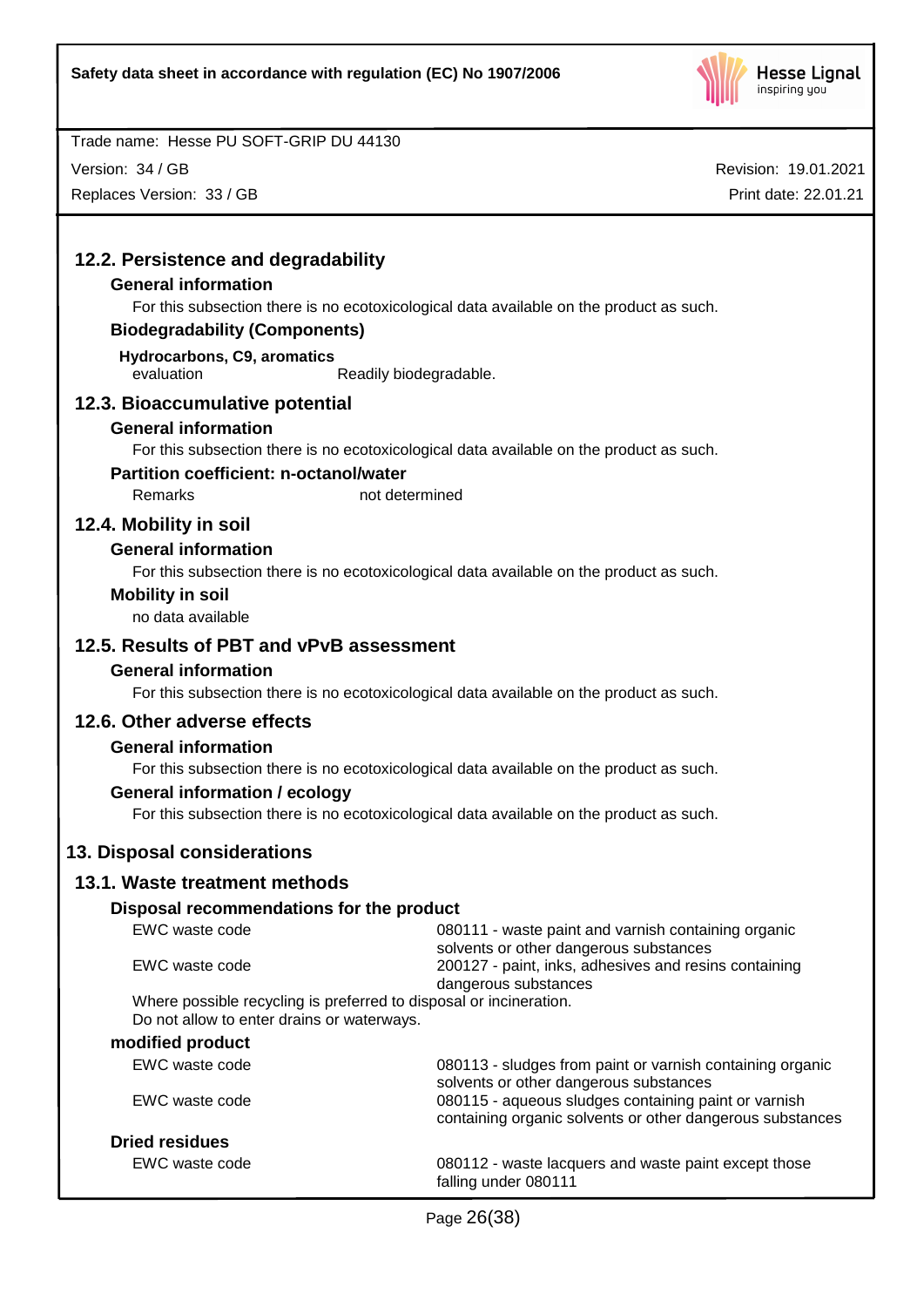### 12.2. Persistence and degradability

**General information**

For this subsection there is no ecotoxicological data available on the product as such.

**Biodegradability (Components)**

**Hydrocarbons, C9, aromatics**

| | |
|---|---|
| evaluation | Readily biodegradable. |

### 12.3. Bioaccumulative potential

**General information**

For this subsection there is no ecotoxicological data available on the product as such.

**Partition coefficient: n-octanol/water**

| | |
|---|---|
| Remarks | not determined |

### 12.4. Mobility in soil

**General information**

For this subsection there is no ecotoxicological data available on the product as such.

**Mobility in soil**

no data available

### 12.5. Results of PBT and vPvB assessment

**General information**

For this subsection there is no ecotoxicological data available on the product as such.

### 12.6. Other adverse effects

**General information**

For this subsection there is no ecotoxicological data available on the product as such.

**General information / ecology**

For this subsection there is no ecotoxicological data available on the product as such.

## 13. Disposal considerations

### 13.1. Waste treatment methods

**Disposal recommendations for the product**

| | |
|---|---|
| EWC waste code | 080111 - waste paint and varnish containing organic solvents or other dangerous substances |
| EWC waste code | 200127 - paint, inks, adhesives and resins containing dangerous substances |

Where possible recycling is preferred to disposal or incineration.
Do not allow to enter drains or waterways.

**modified product**

| | |
|---|---|
| EWC waste code | 080113 - sludges from paint or varnish containing organic solvents or other dangerous substances |
| EWC waste code | 080115 - aqueous sludges containing paint or varnish containing organic solvents or other dangerous substances |

**Dried residues**

| | |
|---|---|
| EWC waste code | 080112 - waste lacquers and waste paint except those falling under 080111 |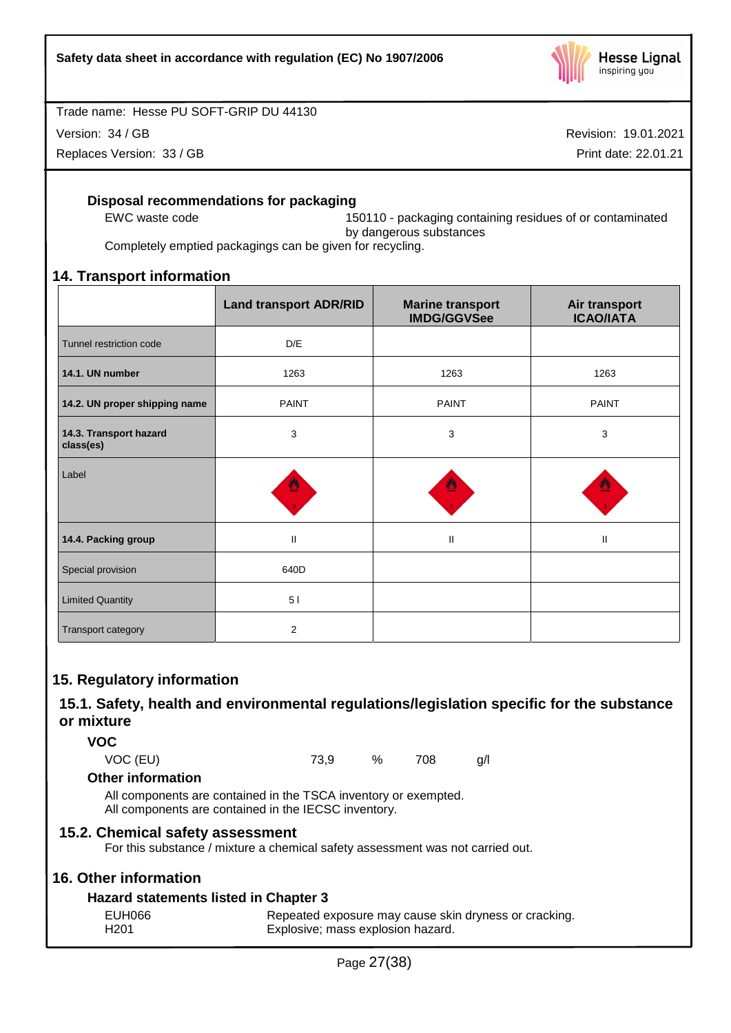### Disposal recommendations for packaging

EWC waste code 150110 - packaging containing residues of or contaminated by dangerous substances

Completely emptied packagings can be given for recycling.

## 14. Transport information

| | Land transport ADR/RID | Marine transport IMDG/GGVSee | Air transport ICAO/IATA |
|---|---|---|---|
| Tunnel restriction code | D/E | | |
| **14.1. UN number** | 1263 | 1263 | 1263 |
| **14.2. UN proper shipping name** | PAINT | PAINT | PAINT |
| **14.3. Transport hazard class(es)** | 3 | 3 | 3 |
| Label | 3 | 3 | 3 |
| **14.4. Packing group** | II | II | II |
| Special provision | 640D | | |
| Limited Quantity | 5 l | | |
| Transport category | 2 | | |

## 15. Regulatory information

### 15.1. Safety, health and environmental regulations/legislation specific for the substance or mixture

**VOC**

| | | | | |
|---|---|---|---|---|
| VOC (EU) | 73,9 | % | 708 | g/l |

**Other information**

All components are contained in the TSCA inventory or exempted.
All components are contained in the IECSC inventory.

### 15.2. Chemical safety assessment

For this substance / mixture a chemical safety assessment was not carried out.

## 16. Other information

**Hazard statements listed in Chapter 3**

| | |
|---|---|
| EUH066 | Repeated exposure may cause skin dryness or cracking. |
| H201 | Explosive; mass explosion hazard. |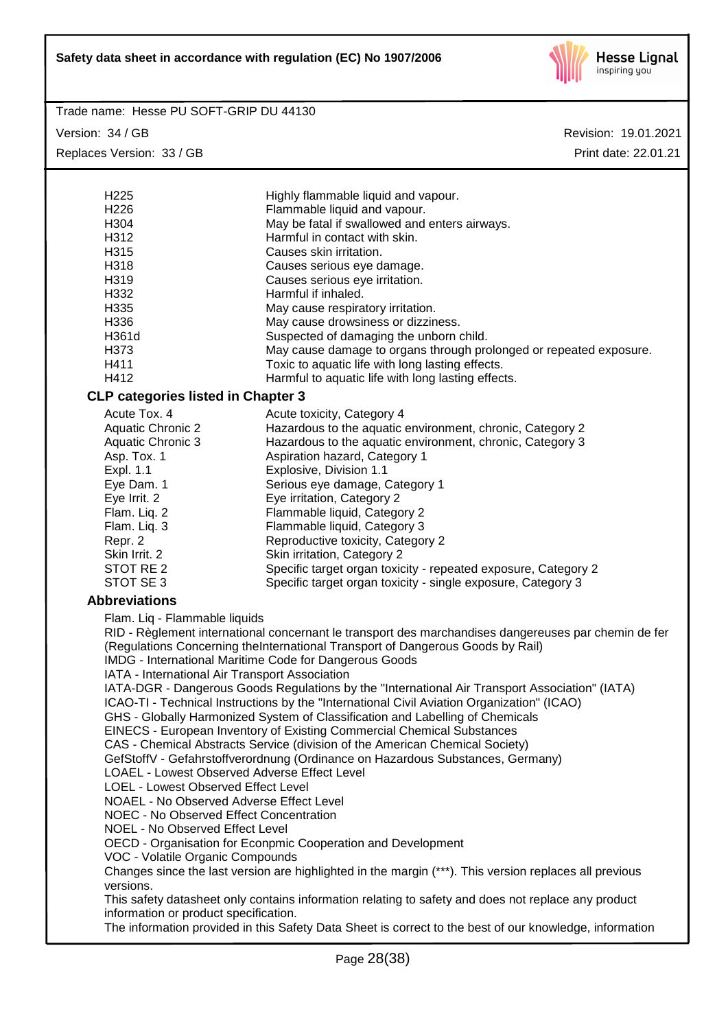| | |
|---|---|
| H225 | Highly flammable liquid and vapour. |
| H226 | Flammable liquid and vapour. |
| H304 | May be fatal if swallowed and enters airways. |
| H312 | Harmful in contact with skin. |
| H315 | Causes skin irritation. |
| H318 | Causes serious eye damage. |
| H319 | Causes serious eye irritation. |
| H332 | Harmful if inhaled. |
| H335 | May cause respiratory irritation. |
| H336 | May cause drowsiness or dizziness. |
| H361d | Suspected of damaging the unborn child. |
| H373 | May cause damage to organs through prolonged or repeated exposure. |
| H411 | Toxic to aquatic life with long lasting effects. |
| H412 | Harmful to aquatic life with long lasting effects. |

### CLP categories listed in Chapter 3

| | |
|---|---|
| Acute Tox. 4 | Acute toxicity, Category 4 |
| Aquatic Chronic 2 | Hazardous to the aquatic environment, chronic, Category 2 |
| Aquatic Chronic 3 | Hazardous to the aquatic environment, chronic, Category 3 |
| Asp. Tox. 1 | Aspiration hazard, Category 1 |
| Expl. 1.1 | Explosive, Division 1.1 |
| Eye Dam. 1 | Serious eye damage, Category 1 |
| Eye Irrit. 2 | Eye irritation, Category 2 |
| Flam. Liq. 2 | Flammable liquid, Category 2 |
| Flam. Liq. 3 | Flammable liquid, Category 3 |
| Repr. 2 | Reproductive toxicity, Category 2 |
| Skin Irrit. 2 | Skin irritation, Category 2 |
| STOT RE 2 | Specific target organ toxicity - repeated exposure, Category 2 |
| STOT SE 3 | Specific target organ toxicity - single exposure, Category 3 |

### Abbreviations

Flam. Liq - Flammable liquids
RID - Règlement international concernant le transport des marchandises dangereuses par chemin de fer (Regulations Concerning theInternational Transport of Dangerous Goods by Rail)
IMDG - International Maritime Code for Dangerous Goods
IATA - International Air Transport Association
IATA-DGR - Dangerous Goods Regulations by the "International Air Transport Association" (IATA)
ICAO-TI - Technical Instructions by the "International Civil Aviation Organization" (ICAO)
GHS - Globally Harmonized System of Classification and Labelling of Chemicals
EINECS - European Inventory of Existing Commercial Chemical Substances
CAS - Chemical Abstracts Service (division of the American Chemical Society)
GefStoffV - Gefahrstoffverordnung (Ordinance on Hazardous Substances, Germany)
LOAEL - Lowest Observed Adverse Effect Level
LOEL - Lowest Observed Effect Level
NOAEL - No Observed Adverse Effect Level
NOEC - No Observed Effect Concentration
NOEL - No Observed Effect Level
OECD - Organisation for Econpmic Cooperation and Development
VOC - Volatile Organic Compounds

Changes since the last version are highlighted in the margin (***). This version replaces all previous versions.

This safety datasheet only contains information relating to safety and does not replace any product information or product specification.

The information provided in this Safety Data Sheet is correct to the best of our knowledge, information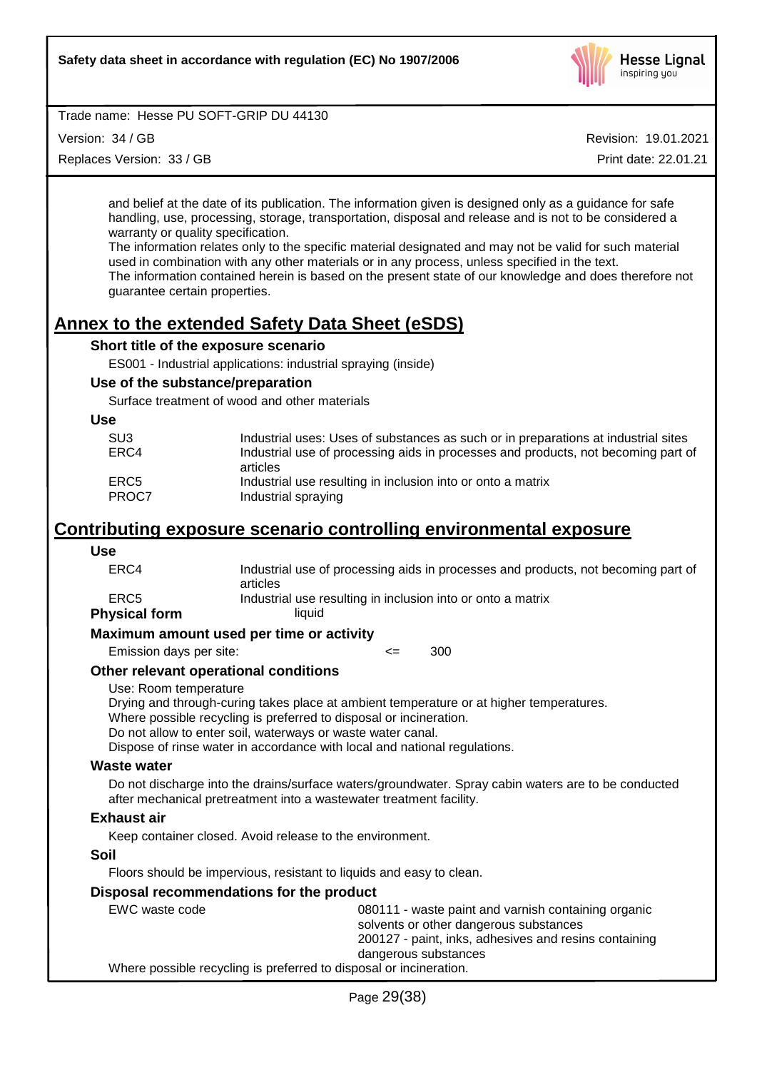and belief at the date of its publication. The information given is designed only as a guidance for safe handling, use, processing, storage, transportation, disposal and release and is not to be considered a warranty or quality specification.
The information relates only to the specific material designated and may not be valid for such material used in combination with any other materials or in any process, unless specified in the text.
The information contained herein is based on the present state of our knowledge and does therefore not guarantee certain properties.

# Annex to the extended Safety Data Sheet (eSDS)

### Short title of the exposure scenario

ES001 - Industrial applications: industrial spraying (inside)

### Use of the substance/preparation

Surface treatment of wood and other materials

### Use

| | |
|---|---|
| SU3 | Industrial uses: Uses of substances as such or in preparations at industrial sites |
| ERC4 | Industrial use of processing aids in processes and products, not becoming part of articles |
| ERC5 | Industrial use resulting in inclusion into or onto a matrix |
| PROC7 | Industrial spraying |

# Contributing exposure scenario controlling environmental exposure

### Use

| | |
|---|---|
| ERC4 | Industrial use of processing aids in processes and products, not becoming part of articles |
| ERC5 | Industrial use resulting in inclusion into or onto a matrix |

**Physical form** liquid

### Maximum amount used per time or activity

Emission days per site: <= 300

### Other relevant operational conditions

Use: Room temperature
Drying and through-curing takes place at ambient temperature or at higher temperatures.
Where possible recycling is preferred to disposal or incineration.
Do not allow to enter soil, waterways or waste water canal.
Dispose of rinse water in accordance with local and national regulations.

### Waste water

Do not discharge into the drains/surface waters/groundwater. Spray cabin waters are to be conducted after mechanical pretreatment into a wastewater treatment facility.

### Exhaust air

Keep container closed. Avoid release to the environment.

### Soil

Floors should be impervious, resistant to liquids and easy to clean.

### Disposal recommendations for the product

| | |
|---|---|
| EWC waste code | 080111 - waste paint and varnish containing organic solvents or other dangerous substances<br>200127 - paint, inks, adhesives and resins containing dangerous substances |

Where possible recycling is preferred to disposal or incineration.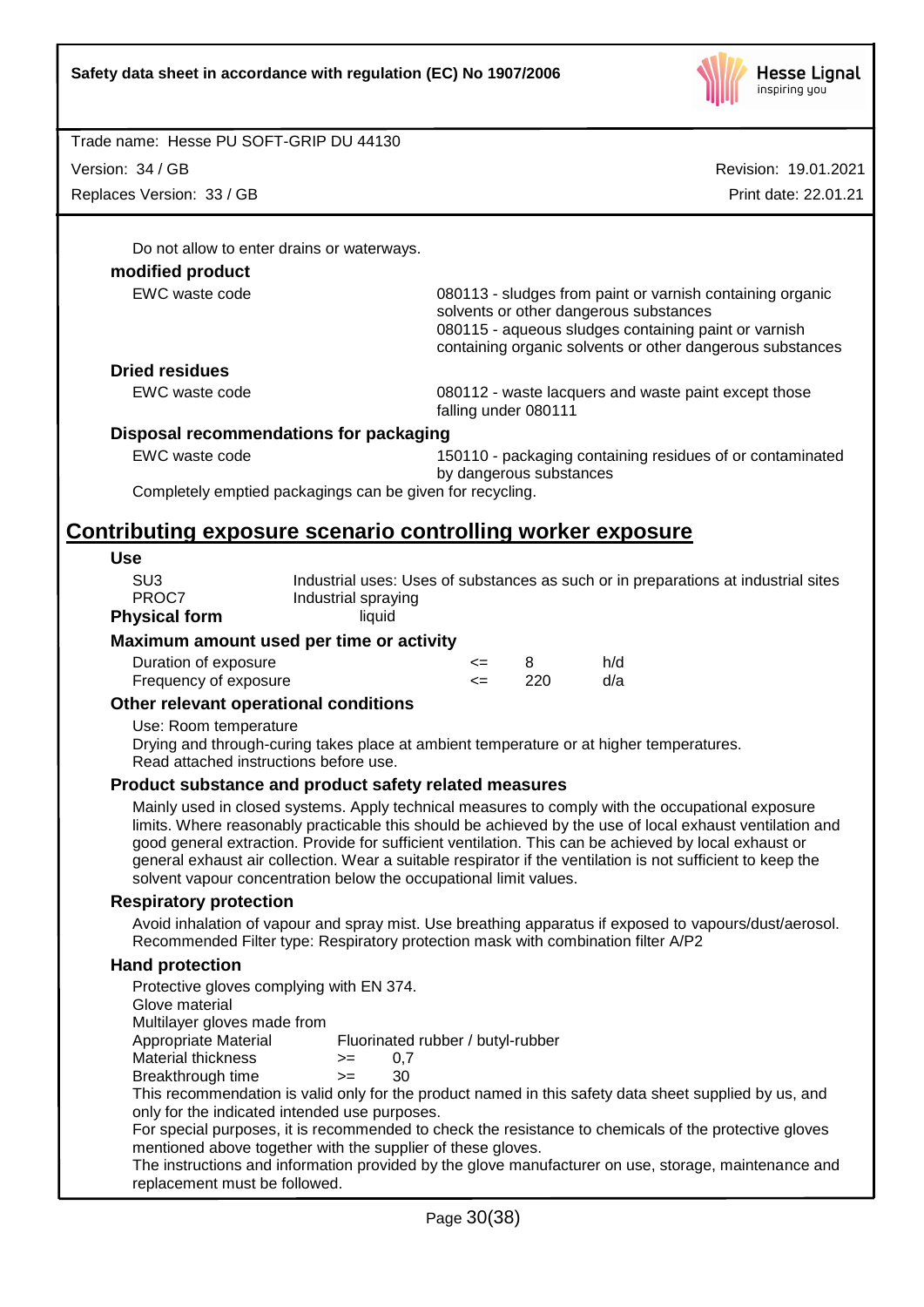Do not allow to enter drains or waterways.

**modified product**

| | |
|---|---|
| EWC waste code | 080113 - sludges from paint or varnish containing organic solvents or other dangerous substances<br>080115 - aqueous sludges containing paint or varnish containing organic solvents or other dangerous substances |

**Dried residues**

| | |
|---|---|
| EWC waste code | 080112 - waste lacquers and waste paint except those falling under 080111 |

**Disposal recommendations for packaging**

| | |
|---|---|
| EWC waste code | 150110 - packaging containing residues of or contaminated by dangerous substances |

Completely emptied packagings can be given for recycling.

## Contributing exposure scenario controlling worker exposure

**Use**

| | |
|---|---|
| SU3 | Industrial uses: Uses of substances as such or in preparations at industrial sites |
| PROC7 | Industrial spraying |

**Physical form** liquid

**Maximum amount used per time or activity**

| | | | |
|---|---|---|---|
| Duration of exposure | <= | 8 | h/d |
| Frequency of exposure | <= | 220 | d/a |

**Other relevant operational conditions**

Use: Room temperature
Drying and through-curing takes place at ambient temperature or at higher temperatures.
Read attached instructions before use.

**Product substance and product safety related measures**

Mainly used in closed systems. Apply technical measures to comply with the occupational exposure limits. Where reasonably practicable this should be achieved by the use of local exhaust ventilation and good general extraction. Provide for sufficient ventilation. This can be achieved by local exhaust or general exhaust air collection. Wear a suitable respirator if the ventilation is not sufficient to keep the solvent vapour concentration below the occupational limit values.

**Respiratory protection**

Avoid inhalation of vapour and spray mist. Use breathing apparatus if exposed to vapours/dust/aerosol.
Recommended Filter type: Respiratory protection mask with combination filter A/P2

**Hand protection**

Protective gloves complying with EN 374.
Glove material
Multilayer gloves made from

| | | |
|---|---|---|
| Appropriate Material | Fluorinated rubber / butyl-rubber | |
| Material thickness | >= | 0,7 |
| Breakthrough time | >= | 30 |

This recommendation is valid only for the product named in this safety data sheet supplied by us, and only for the indicated intended use purposes.
For special purposes, it is recommended to check the resistance to chemicals of the protective gloves mentioned above together with the supplier of these gloves.
The instructions and information provided by the glove manufacturer on use, storage, maintenance and replacement must be followed.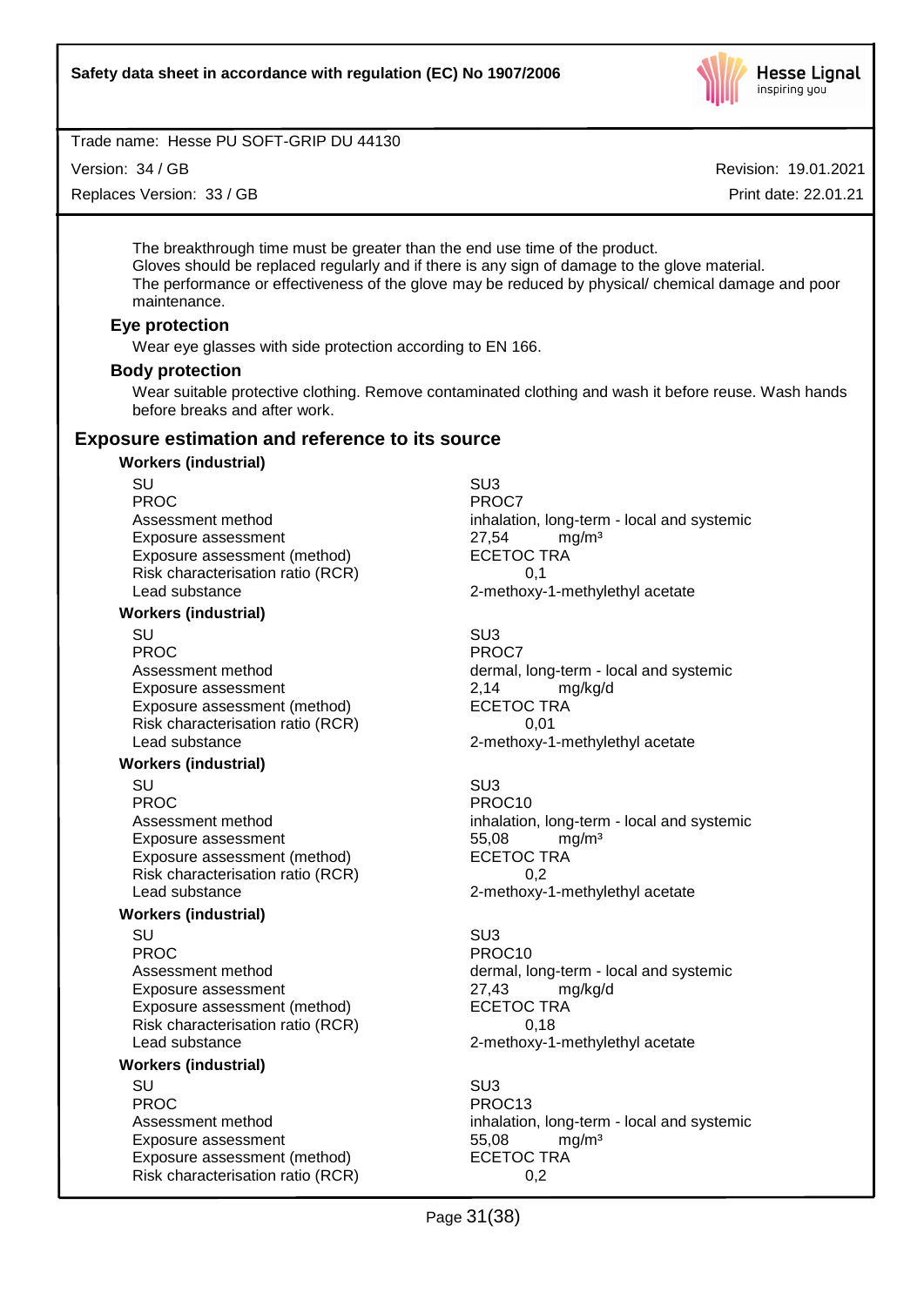The breakthrough time must be greater than the end use time of the product.
Gloves should be replaced regularly and if there is any sign of damage to the glove material.
The performance or effectiveness of the glove may be reduced by physical/ chemical damage and poor maintenance.

### Eye protection

Wear eye glasses with side protection according to EN 166.

### Body protection

Wear suitable protective clothing. Remove contaminated clothing and wash it before reuse. Wash hands before breaks and after work.

## Exposure estimation and reference to its source

**Workers (industrial)**

| | |
|---|---|
| SU | SU3 |
| PROC | PROC7 |
| Assessment method | inhalation, long-term - local and systemic |
| Exposure assessment | 27,54 mg/m³ |
| Exposure assessment (method) | ECETOC TRA |
| Risk characterisation ratio (RCR) | 0,1 |
| Lead substance | 2-methoxy-1-methylethyl acetate |

**Workers (industrial)**

| | |
|---|---|
| SU | SU3 |
| PROC | PROC7 |
| Assessment method | dermal, long-term - local and systemic |
| Exposure assessment | 2,14 mg/kg/d |
| Exposure assessment (method) | ECETOC TRA |
| Risk characterisation ratio (RCR) | 0,01 |
| Lead substance | 2-methoxy-1-methylethyl acetate |

**Workers (industrial)**

| | |
|---|---|
| SU | SU3 |
| PROC | PROC10 |
| Assessment method | inhalation, long-term - local and systemic |
| Exposure assessment | 55,08 mg/m³ |
| Exposure assessment (method) | ECETOC TRA |
| Risk characterisation ratio (RCR) | 0,2 |
| Lead substance | 2-methoxy-1-methylethyl acetate |

**Workers (industrial)**

| | |
|---|---|
| SU | SU3 |
| PROC | PROC10 |
| Assessment method | dermal, long-term - local and systemic |
| Exposure assessment | 27,43 mg/kg/d |
| Exposure assessment (method) | ECETOC TRA |
| Risk characterisation ratio (RCR) | 0,18 |
| Lead substance | 2-methoxy-1-methylethyl acetate |

**Workers (industrial)**

| | |
|---|---|
| SU | SU3 |
| PROC | PROC13 |
| Assessment method | inhalation, long-term - local and systemic |
| Exposure assessment | 55,08 mg/m³ |
| Exposure assessment (method) | ECETOC TRA |
| Risk characterisation ratio (RCR) | 0,2 |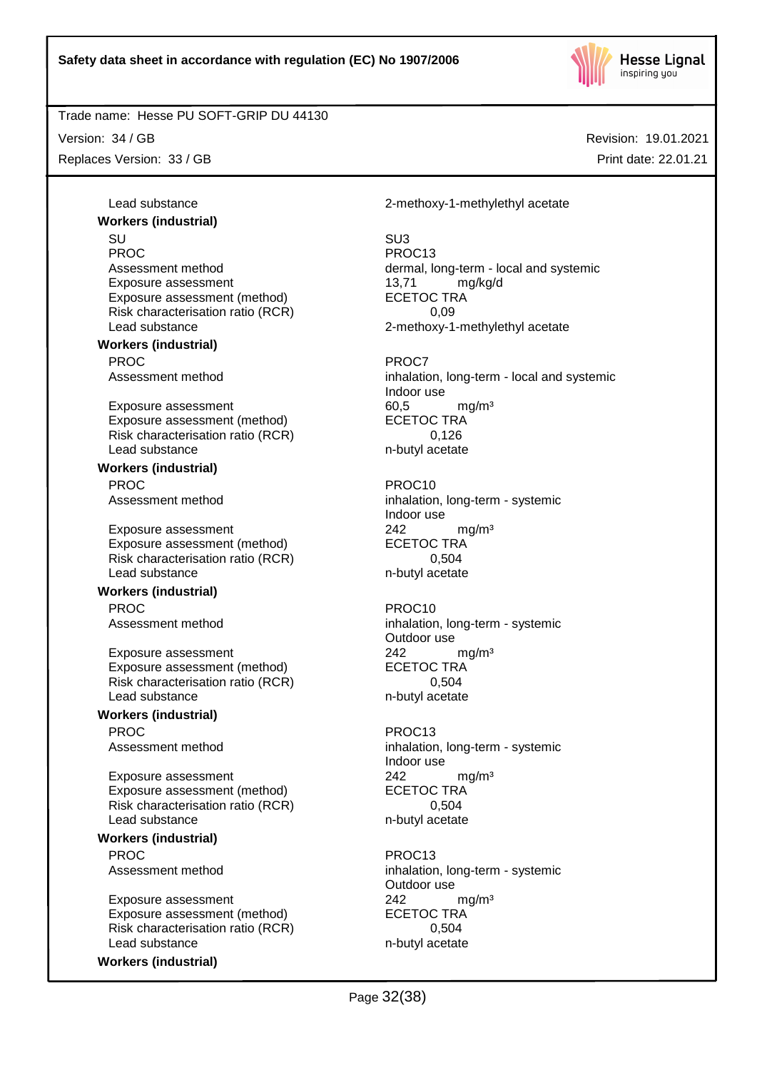| | |
|---|---|
| Lead substance | 2-methoxy-1-methylethyl acetate |

**Workers (industrial)**

| | |
|---|---|
| SU | SU3 |
| PROC | PROC13 |
| Assessment method | dermal, long-term - local and systemic |
| Exposure assessment | 13,71 mg/kg/d |
| Exposure assessment (method) | ECETOC TRA |
| Risk characterisation ratio (RCR) | 0,09 |
| Lead substance | 2-methoxy-1-methylethyl acetate |

**Workers (industrial)**

| | |
|---|---|
| PROC | PROC7 |
| Assessment method | inhalation, long-term - local and systemic<br>Indoor use |
| Exposure assessment | 60,5 mg/m³ |
| Exposure assessment (method) | ECETOC TRA |
| Risk characterisation ratio (RCR) | 0,126 |
| Lead substance | n-butyl acetate |

**Workers (industrial)**

| | |
|---|---|
| PROC | PROC10 |
| Assessment method | inhalation, long-term - systemic<br>Indoor use |
| Exposure assessment | 242 mg/m³ |
| Exposure assessment (method) | ECETOC TRA |
| Risk characterisation ratio (RCR) | 0,504 |
| Lead substance | n-butyl acetate |

**Workers (industrial)**

| | |
|---|---|
| PROC | PROC10 |
| Assessment method | inhalation, long-term - systemic<br>Outdoor use |
| Exposure assessment | 242 mg/m³ |
| Exposure assessment (method) | ECETOC TRA |
| Risk characterisation ratio (RCR) | 0,504 |
| Lead substance | n-butyl acetate |

**Workers (industrial)**

| | |
|---|---|
| PROC | PROC13 |
| Assessment method | inhalation, long-term - systemic<br>Indoor use |
| Exposure assessment | 242 mg/m³ |
| Exposure assessment (method) | ECETOC TRA |
| Risk characterisation ratio (RCR) | 0,504 |
| Lead substance | n-butyl acetate |

**Workers (industrial)**

| | |
|---|---|
| PROC | PROC13 |
| Assessment method | inhalation, long-term - systemic<br>Outdoor use |
| Exposure assessment | 242 mg/m³ |
| Exposure assessment (method) | ECETOC TRA |
| Risk characterisation ratio (RCR) | 0,504 |
| Lead substance | n-butyl acetate |

**Workers (industrial)**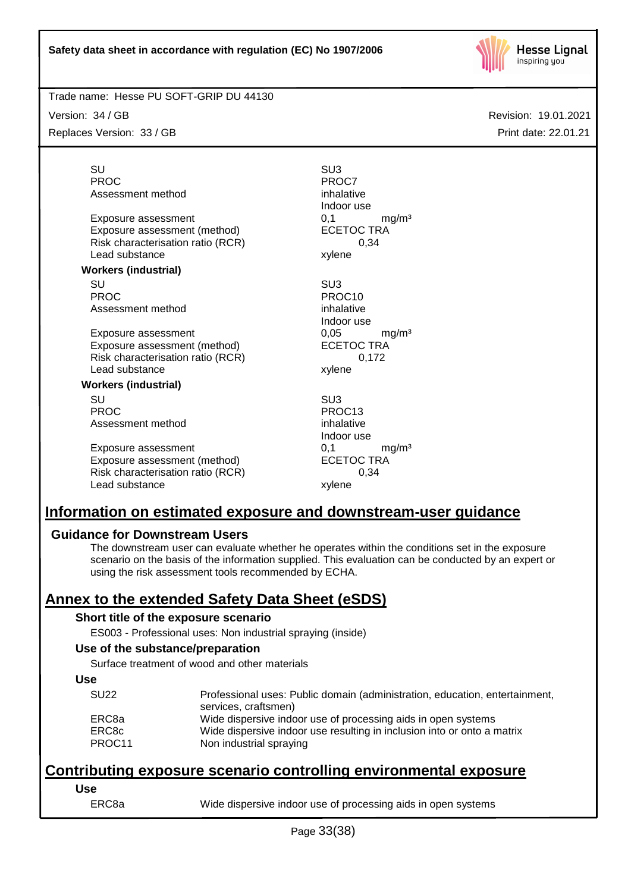| | |
|---|---|
| SU | SU3 |
| PROC | PROC7 |
| Assessment method | inhalative<br>Indoor use |
| Exposure assessment | 0,1 mg/m³ |
| Exposure assessment (method) | ECETOC TRA |
| Risk characterisation ratio (RCR) | 0,34 |
| Lead substance | xylene |

**Workers (industrial)**

| | |
|---|---|
| SU | SU3 |
| PROC | PROC10 |
| Assessment method | inhalative<br>Indoor use |
| Exposure assessment | 0,05 mg/m³ |
| Exposure assessment (method) | ECETOC TRA |
| Risk characterisation ratio (RCR) | 0,172 |
| Lead substance | xylene |

**Workers (industrial)**

| | |
|---|---|
| SU | SU3 |
| PROC | PROC13 |
| Assessment method | inhalative<br>Indoor use |
| Exposure assessment | 0,1 mg/m³ |
| Exposure assessment (method) | ECETOC TRA |
| Risk characterisation ratio (RCR) | 0,34 |
| Lead substance | xylene |

## Information on estimated exposure and downstream-user guidance

### Guidance for Downstream Users

The downstream user can evaluate whether he operates within the conditions set in the exposure scenario on the basis of the information supplied. This evaluation can be conducted by an expert or using the risk assessment tools recommended by ECHA.

## Annex to the extended Safety Data Sheet (eSDS)

### Short title of the exposure scenario

ES003 - Professional uses: Non industrial spraying (inside)

### Use of the substance/preparation

Surface treatment of wood and other materials

### Use

| | |
|---|---|
| SU22 | Professional uses: Public domain (administration, education, entertainment, services, craftsmen) |
| ERC8a | Wide dispersive indoor use of processing aids in open systems |
| ERC8c | Wide dispersive indoor use resulting in inclusion into or onto a matrix |
| PROC11 | Non industrial spraying |

## Contributing exposure scenario controlling environmental exposure

### Use

| | |
|---|---|
| ERC8a | Wide dispersive indoor use of processing aids in open systems |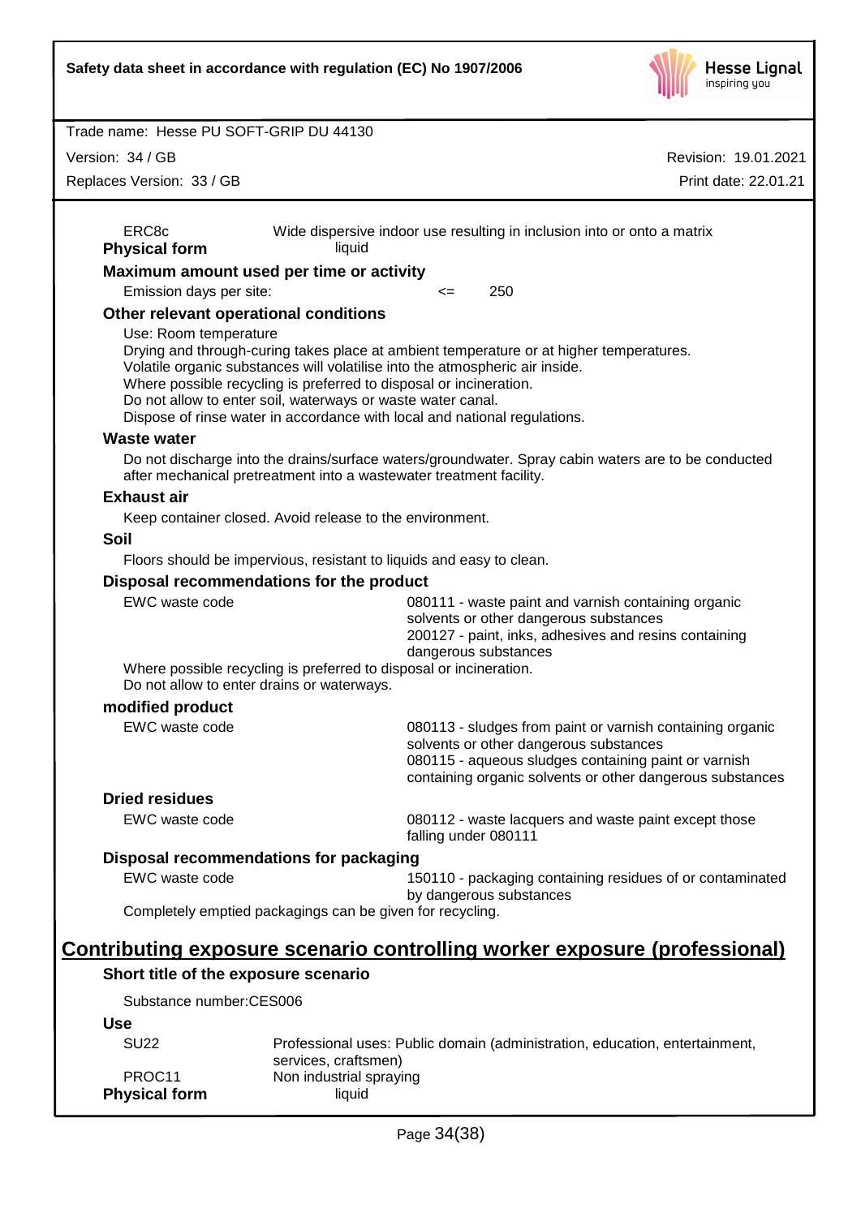| | |
|---|---|
| ERC8c | Wide dispersive indoor use resulting in inclusion into or onto a matrix |

**Physical form** liquid

**Maximum amount used per time or activity**

Emission days per site: <= 250

**Other relevant operational conditions**

Use: Room temperature
Drying and through-curing takes place at ambient temperature or at higher temperatures.
Volatile organic substances will volatilise into the atmospheric air inside.
Where possible recycling is preferred to disposal or incineration.
Do not allow to enter soil, waterways or waste water canal.
Dispose of rinse water in accordance with local and national regulations.

**Waste water**

Do not discharge into the drains/surface waters/groundwater. Spray cabin waters are to be conducted after mechanical pretreatment into a wastewater treatment facility.

**Exhaust air**

Keep container closed. Avoid release to the environment.

**Soil**

Floors should be impervious, resistant to liquids and easy to clean.

**Disposal recommendations for the product**

| | |
|---|---|
| EWC waste code | 080111 - waste paint and varnish containing organic solvents or other dangerous substances<br>200127 - paint, inks, adhesives and resins containing dangerous substances |

Where possible recycling is preferred to disposal or incineration.
Do not allow to enter drains or waterways.

**modified product**

| | |
|---|---|
| EWC waste code | 080113 - sludges from paint or varnish containing organic solvents or other dangerous substances<br>080115 - aqueous sludges containing paint or varnish containing organic solvents or other dangerous substances |

**Dried residues**

| | |
|---|---|
| EWC waste code | 080112 - waste lacquers and waste paint except those falling under 080111 |

**Disposal recommendations for packaging**

| | |
|---|---|
| EWC waste code | 150110 - packaging containing residues of or contaminated by dangerous substances |

Completely emptied packagings can be given for recycling.

## Contributing exposure scenario controlling worker exposure (professional)

**Short title of the exposure scenario**

Substance number:CES006

**Use**

| | |
|---|---|
| SU22 | Professional uses: Public domain (administration, education, entertainment, services, craftsmen) |
| PROC11 | Non industrial spraying |

**Physical form** liquid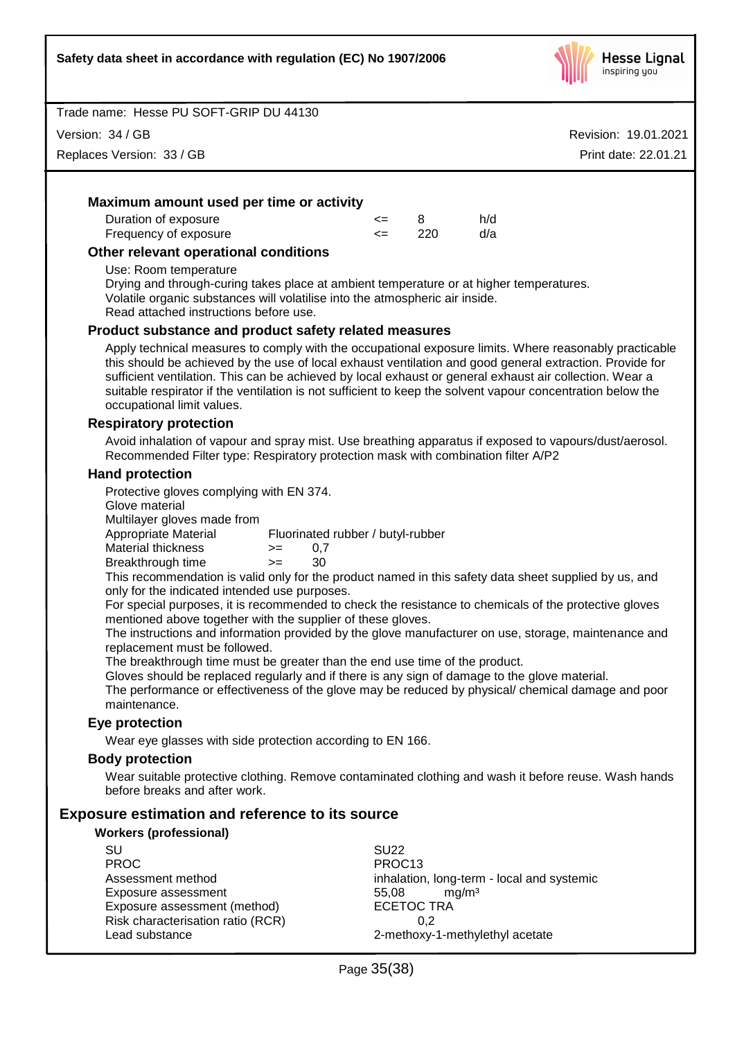### Maximum amount used per time or activity

| | | | |
|---|---|---|---|
| Duration of exposure | <= | 8 | h/d |
| Frequency of exposure | <= | 220 | d/a |

### Other relevant operational conditions

Use: Room temperature
Drying and through-curing takes place at ambient temperature or at higher temperatures.
Volatile organic substances will volatilise into the atmospheric air inside.
Read attached instructions before use.

### Product substance and product safety related measures

Apply technical measures to comply with the occupational exposure limits. Where reasonably practicable this should be achieved by the use of local exhaust ventilation and good general extraction. Provide for sufficient ventilation. This can be achieved by local exhaust or general exhaust air collection. Wear a suitable respirator if the ventilation is not sufficient to keep the solvent vapour concentration below the occupational limit values.

### Respiratory protection

Avoid inhalation of vapour and spray mist. Use breathing apparatus if exposed to vapours/dust/aerosol.
Recommended Filter type: Respiratory protection mask with combination filter A/P2

### Hand protection

Protective gloves complying with EN 374.
Glove material
Multilayer gloves made from

| | | |
|---|---|---|
| Appropriate Material | | Fluorinated rubber / butyl-rubber |
| Material thickness | >= | 0,7 |
| Breakthrough time | >= | 30 |

This recommendation is valid only for the product named in this safety data sheet supplied by us, and only for the indicated intended use purposes.
For special purposes, it is recommended to check the resistance to chemicals of the protective gloves mentioned above together with the supplier of these gloves.
The instructions and information provided by the glove manufacturer on use, storage, maintenance and replacement must be followed.
The breakthrough time must be greater than the end use time of the product.
Gloves should be replaced regularly and if there is any sign of damage to the glove material.
The performance or effectiveness of the glove may be reduced by physical/ chemical damage and poor maintenance.

### Eye protection

Wear eye glasses with side protection according to EN 166.

### Body protection

Wear suitable protective clothing. Remove contaminated clothing and wash it before reuse. Wash hands before breaks and after work.

## Exposure estimation and reference to its source

**Workers (professional)**

| | |
|---|---|
| SU | SU22 |
| PROC | PROC13 |
| Assessment method | inhalation, long-term - local and systemic |
| Exposure assessment | 55,08 mg/m³ |
| Exposure assessment (method) | ECETOC TRA |
| Risk characterisation ratio (RCR) | 0,2 |
| Lead substance | 2-methoxy-1-methylethyl acetate |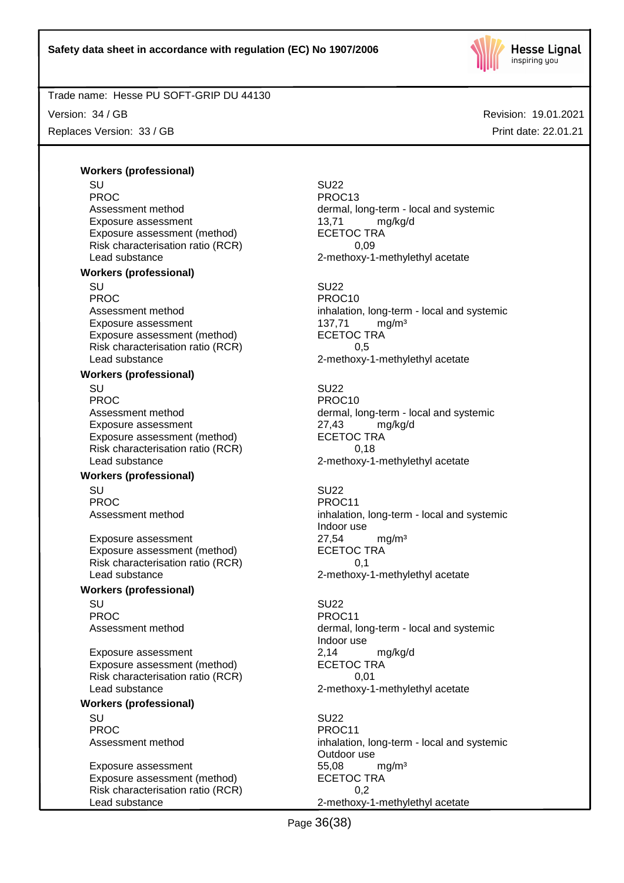**Workers (professional)**

| | |
|---|---|
| SU | SU22 |
| PROC | PROC13 |
| Assessment method | dermal, long-term - local and systemic |
| Exposure assessment | 13,71 mg/kg/d |
| Exposure assessment (method) | ECETOC TRA |
| Risk characterisation ratio (RCR) | 0,09 |
| Lead substance | 2-methoxy-1-methylethyl acetate |

**Workers (professional)**

| | |
|---|---|
| SU | SU22 |
| PROC | PROC10 |
| Assessment method | inhalation, long-term - local and systemic |
| Exposure assessment | 137,71 mg/m³ |
| Exposure assessment (method) | ECETOC TRA |
| Risk characterisation ratio (RCR) | 0,5 |
| Lead substance | 2-methoxy-1-methylethyl acetate |

**Workers (professional)**

| | |
|---|---|
| SU | SU22 |
| PROC | PROC10 |
| Assessment method | dermal, long-term - local and systemic |
| Exposure assessment | 27,43 mg/kg/d |
| Exposure assessment (method) | ECETOC TRA |
| Risk characterisation ratio (RCR) | 0,18 |
| Lead substance | 2-methoxy-1-methylethyl acetate |

**Workers (professional)**

| | |
|---|---|
| SU | SU22 |
| PROC | PROC11 |
| Assessment method | inhalation, long-term - local and systemic<br>Indoor use |
| Exposure assessment | 27,54 mg/m³ |
| Exposure assessment (method) | ECETOC TRA |
| Risk characterisation ratio (RCR) | 0,1 |
| Lead substance | 2-methoxy-1-methylethyl acetate |

**Workers (professional)**

| | |
|---|---|
| SU | SU22 |
| PROC | PROC11 |
| Assessment method | dermal, long-term - local and systemic<br>Indoor use |
| Exposure assessment | 2,14 mg/kg/d |
| Exposure assessment (method) | ECETOC TRA |
| Risk characterisation ratio (RCR) | 0,01 |
| Lead substance | 2-methoxy-1-methylethyl acetate |

**Workers (professional)**

| | |
|---|---|
| SU | SU22 |
| PROC | PROC11 |
| Assessment method | inhalation, long-term - local and systemic<br>Outdoor use |
| Exposure assessment | 55,08 mg/m³ |
| Exposure assessment (method) | ECETOC TRA |
| Risk characterisation ratio (RCR) | 0,2 |
| Lead substance | 2-methoxy-1-methylethyl acetate |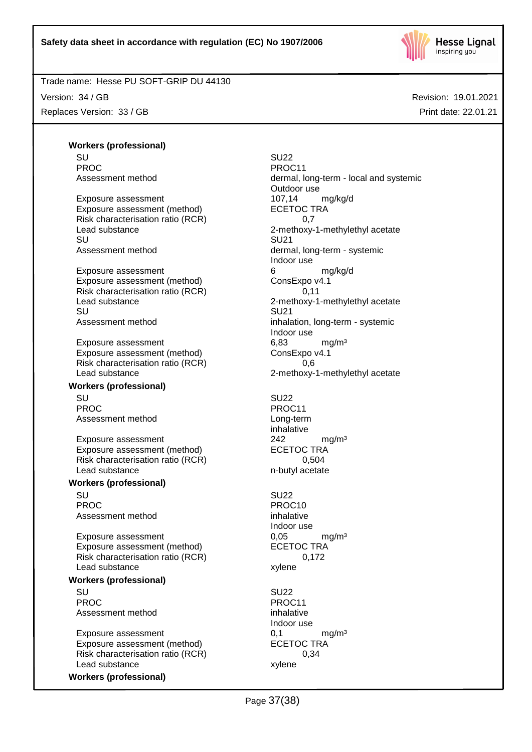**Workers (professional)**

| | |
|---|---|
| SU | SU22 |
| PROC | PROC11 |
| Assessment method | dermal, long-term - local and systemic<br>Outdoor use |
| Exposure assessment | 107,14 mg/kg/d |
| Exposure assessment (method) | ECETOC TRA |
| Risk characterisation ratio (RCR) | 0,7 |
| Lead substance | 2-methoxy-1-methylethyl acetate |
| SU | SU21 |
| Assessment method | dermal, long-term - systemic<br>Indoor use |
| Exposure assessment | 6 mg/kg/d |
| Exposure assessment (method) | ConsExpo v4.1 |
| Risk characterisation ratio (RCR) | 0,11 |
| Lead substance | 2-methoxy-1-methylethyl acetate |
| SU | SU21 |
| Assessment method | inhalation, long-term - systemic<br>Indoor use |
| Exposure assessment | 6,83 mg/m³ |
| Exposure assessment (method) | ConsExpo v4.1 |
| Risk characterisation ratio (RCR) | 0,6 |
| Lead substance | 2-methoxy-1-methylethyl acetate |

**Workers (professional)**

| | |
|---|---|
| SU | SU22 |
| PROC | PROC11 |
| Assessment method | Long-term<br>inhalative |
| Exposure assessment | 242 mg/m³ |
| Exposure assessment (method) | ECETOC TRA |
| Risk characterisation ratio (RCR) | 0,504 |
| Lead substance | n-butyl acetate |

**Workers (professional)**

| | |
|---|---|
| SU | SU22 |
| PROC | PROC10 |
| Assessment method | inhalative<br>Indoor use |
| Exposure assessment | 0,05 mg/m³ |
| Exposure assessment (method) | ECETOC TRA |
| Risk characterisation ratio (RCR) | 0,172 |
| Lead substance | xylene |

**Workers (professional)**

| | |
|---|---|
| SU | SU22 |
| PROC | PROC11 |
| Assessment method | inhalative<br>Indoor use |
| Exposure assessment | 0,1 mg/m³ |
| Exposure assessment (method) | ECETOC TRA |
| Risk characterisation ratio (RCR) | 0,34 |
| Lead substance | xylene |

**Workers (professional)**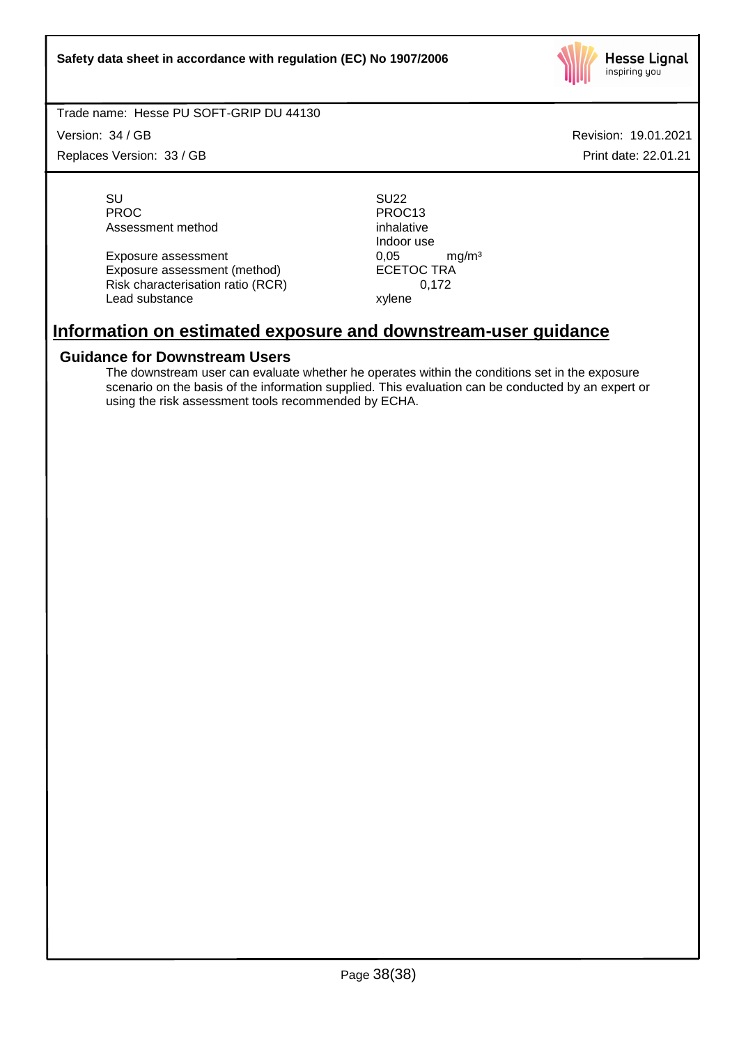| | |
|---|---|
| SU | SU22 |
| PROC | PROC13 |
| Assessment method | inhalative<br>Indoor use |
| Exposure assessment | 0,05 mg/m³ |
| Exposure assessment (method) | ECETOC TRA |
| Risk characterisation ratio (RCR) | 0,172 |
| Lead substance | xylene |

## Information on estimated exposure and downstream-user guidance

### Guidance for Downstream Users

The downstream user can evaluate whether he operates within the conditions set in the exposure scenario on the basis of the information supplied. This evaluation can be conducted by an expert or using the risk assessment tools recommended by ECHA.